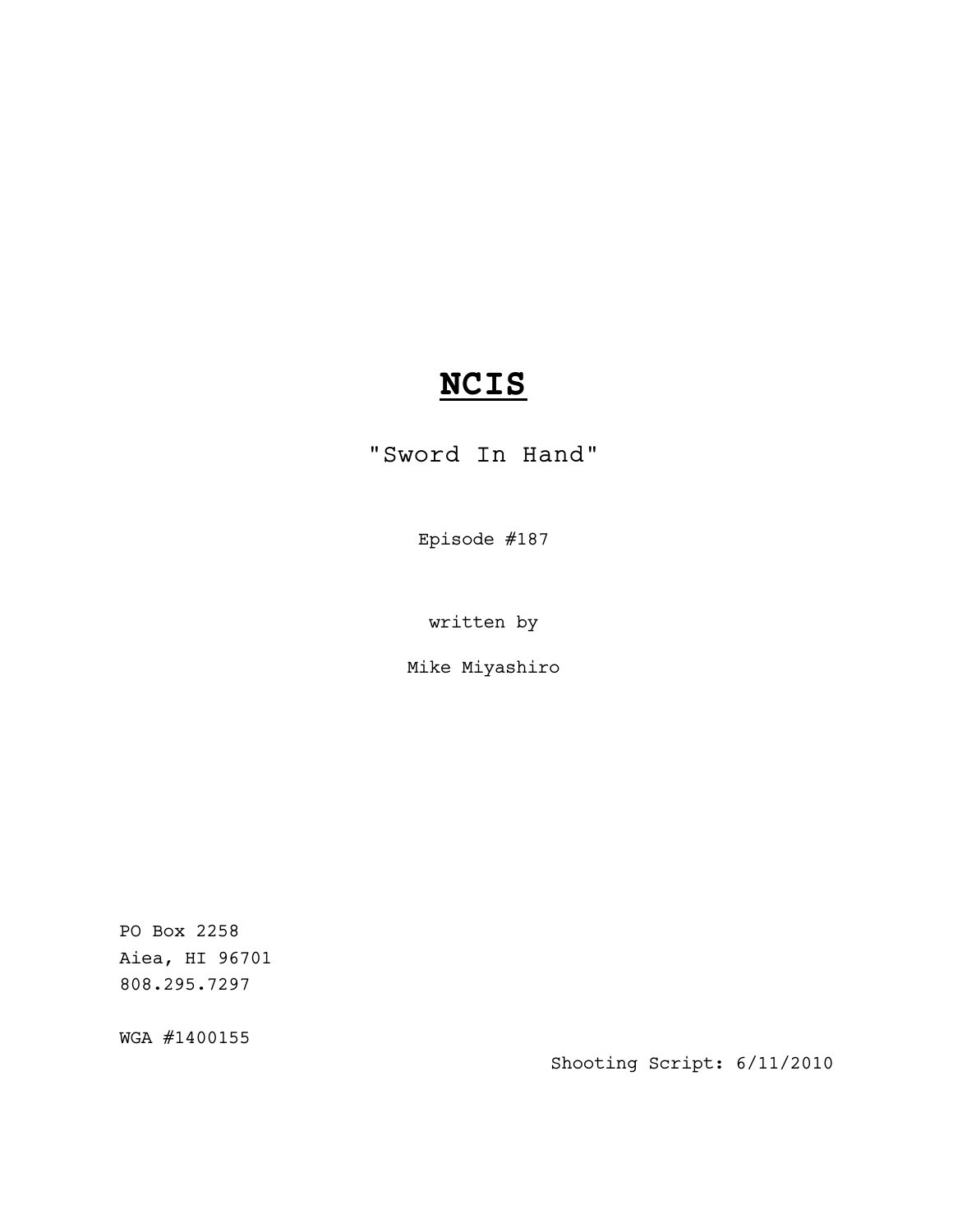# **NCIS**

"Sword In Hand"

Episode #187

written by

Mike Miyashiro

PO Box 2258
Aiea, HI 96701
808.295.7297

WGA #1400155

Shooting Script: 6/11/2010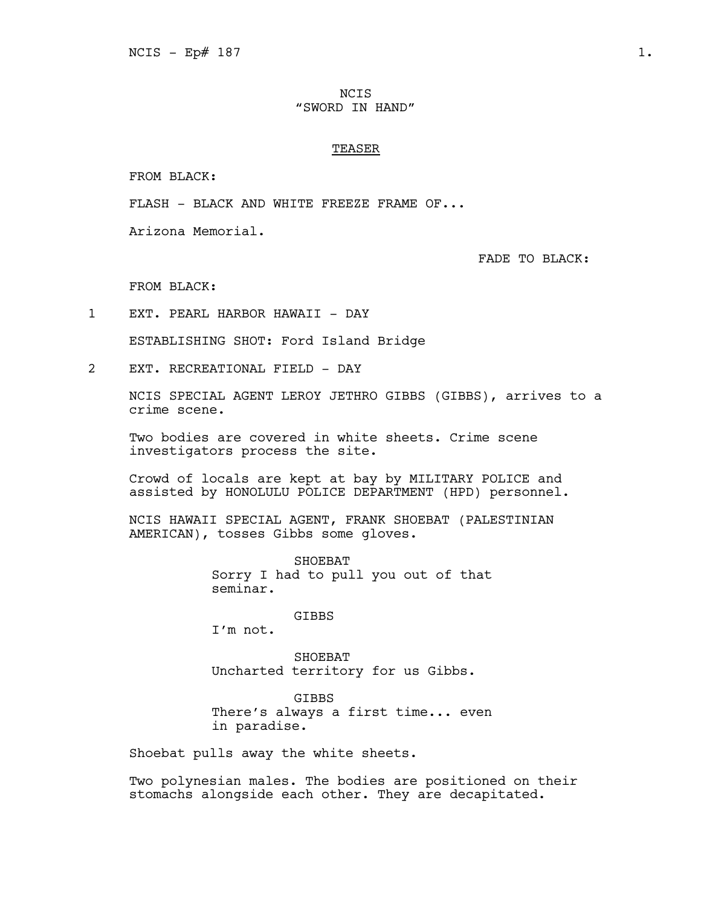NCIS
"SWORD IN HAND"

TEASER

FROM BLACK:

FLASH - BLACK AND WHITE FREEZE FRAME OF...

Arizona Memorial.

FADE TO BLACK:

FROM BLACK:

1 EXT. PEARL HARBOR HAWAII - DAY

ESTABLISHING SHOT: Ford Island Bridge

2 EXT. RECREATIONAL FIELD - DAY

NCIS SPECIAL AGENT LEROY JETHRO GIBBS (GIBBS), arrives to a crime scene.

Two bodies are covered in white sheets. Crime scene investigators process the site.

Crowd of locals are kept at bay by MILITARY POLICE and assisted by HONOLULU POLICE DEPARTMENT (HPD) personnel.

NCIS HAWAII SPECIAL AGENT, FRANK SHOEBAT (PALESTINIAN AMERICAN), tosses Gibbs some gloves.

SHOEBAT
Sorry I had to pull you out of that seminar.

GIBBS
I'm not.

SHOEBAT
Uncharted territory for us Gibbs.

GIBBS
There's always a first time... even in paradise.

Shoebat pulls away the white sheets.

Two polynesian males. The bodies are positioned on their stomachs alongside each other. They are decapitated.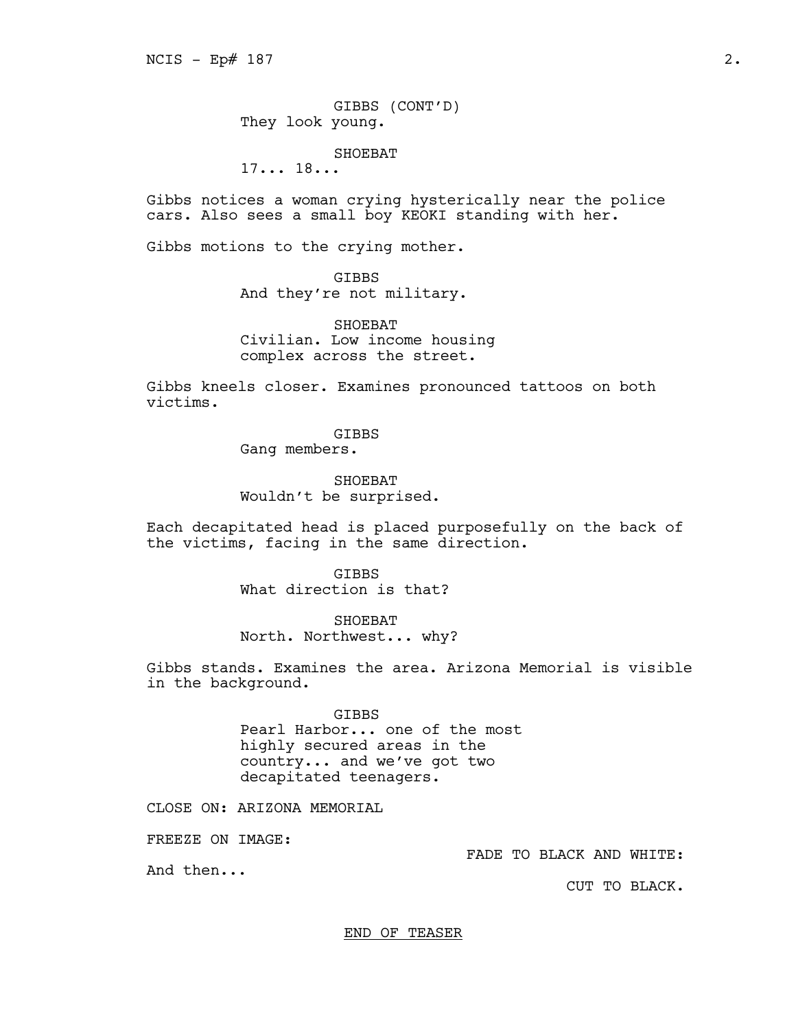GIBBS (CONT'D)
They look young.

SHOEBAT
17... 18...

Gibbs notices a woman crying hysterically near the police cars. Also sees a small boy KEOKI standing with her.

Gibbs motions to the crying mother.

GIBBS
And they're not military.

SHOEBAT
Civilian. Low income housing complex across the street.

Gibbs kneels closer. Examines pronounced tattoos on both victims.

GIBBS
Gang members.

SHOEBAT
Wouldn't be surprised.

Each decapitated head is placed purposefully on the back of the victims, facing in the same direction.

GIBBS
What direction is that?

SHOEBAT
North. Northwest... why?

Gibbs stands. Examines the area. Arizona Memorial is visible in the background.

GIBBS
Pearl Harbor... one of the most highly secured areas in the country... and we've got two decapitated teenagers.

CLOSE ON: ARIZONA MEMORIAL

FREEZE ON IMAGE:

FADE TO BLACK AND WHITE:

And then...

CUT TO BLACK.

<u>END OF TEASER</u>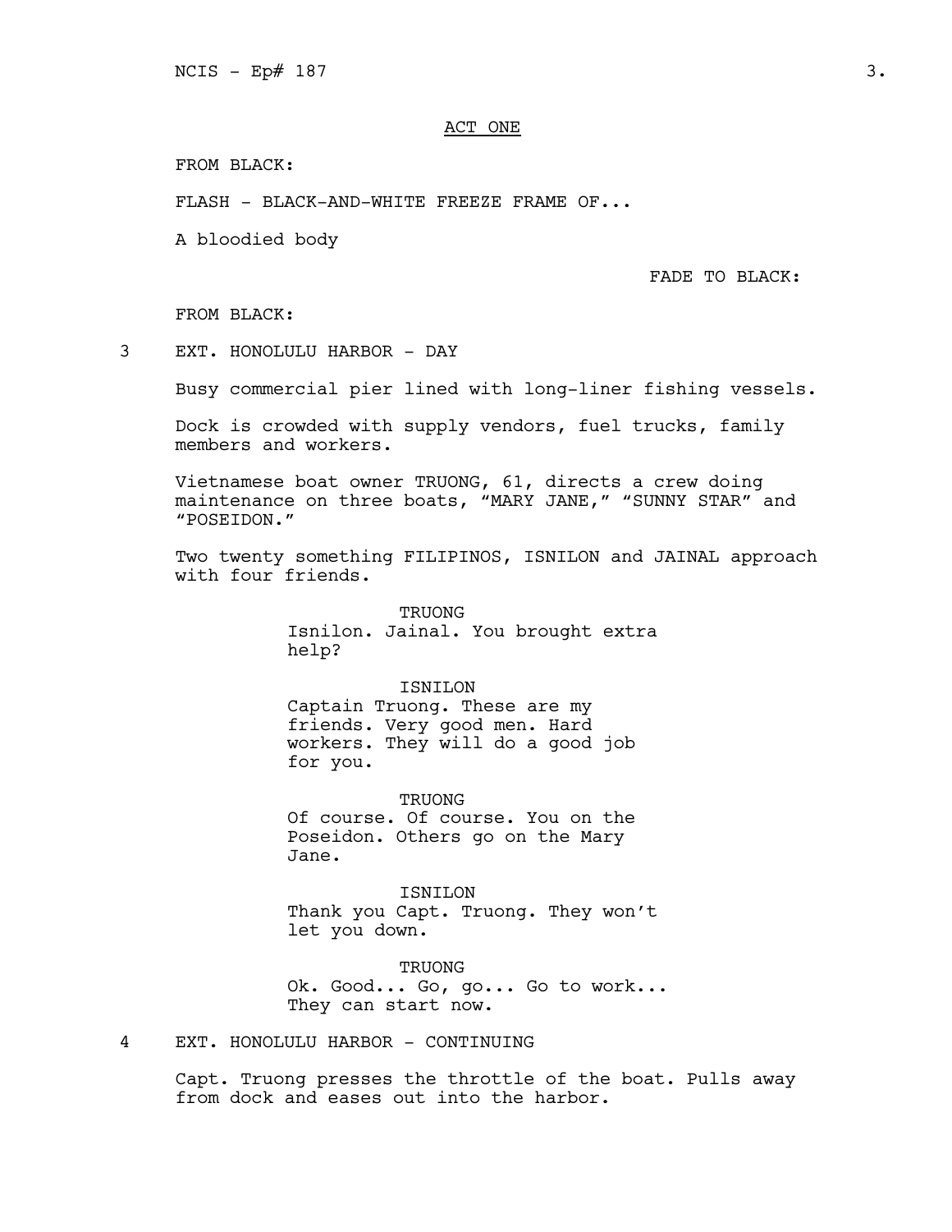ACT ONE

FROM BLACK:

FLASH - BLACK-AND-WHITE FREEZE FRAME OF...

A bloodied body

FADE TO BLACK:

FROM BLACK:

3 EXT. HONOLULU HARBOR - DAY

Busy commercial pier lined with long-liner fishing vessels.

Dock is crowded with supply vendors, fuel trucks, family members and workers.

Vietnamese boat owner TRUONG, 61, directs a crew doing maintenance on three boats, "MARY JANE," "SUNNY STAR" and "POSEIDON."

Two twenty something FILIPINOS, ISNILON and JAINAL approach with four friends.

TRUONG
Isnilon. Jainal. You brought extra help?

ISNILON
Captain Truong. These are my friends. Very good men. Hard workers. They will do a good job for you.

TRUONG
Of course. Of course. You on the Poseidon. Others go on the Mary Jane.

ISNILON
Thank you Capt. Truong. They won't let you down.

TRUONG
Ok. Good... Go, go... Go to work... They can start now.

4 EXT. HONOLULU HARBOR - CONTINUING

Capt. Truong presses the throttle of the boat. Pulls away from dock and eases out into the harbor.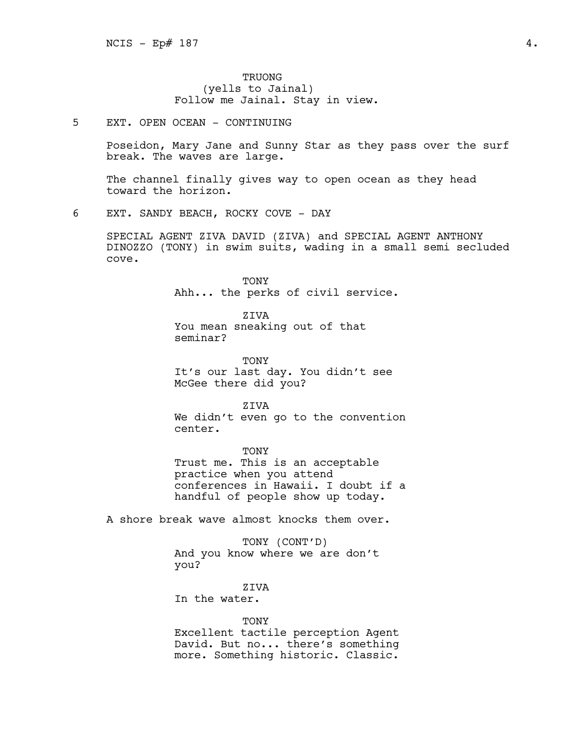TRUONG
(yells to Jainal)
Follow me Jainal. Stay in view.

5 EXT. OPEN OCEAN - CONTINUING

Poseidon, Mary Jane and Sunny Star as they pass over the surf break. The waves are large.

The channel finally gives way to open ocean as they head toward the horizon.

6 EXT. SANDY BEACH, ROCKY COVE - DAY

SPECIAL AGENT ZIVA DAVID (ZIVA) and SPECIAL AGENT ANTHONY DINOZZO (TONY) in swim suits, wading in a small semi secluded cove.

TONY
Ahh... the perks of civil service.

ZIVA
You mean sneaking out of that seminar?

TONY
It's our last day. You didn't see McGee there did you?

ZIVA
We didn't even go to the convention center.

TONY
Trust me. This is an acceptable practice when you attend conferences in Hawaii. I doubt if a handful of people show up today.

A shore break wave almost knocks them over.

TONY (CONT'D)
And you know where we are don't you?

ZIVA
In the water.

TONY
Excellent tactile perception Agent David. But no... there's something more. Something historic. Classic.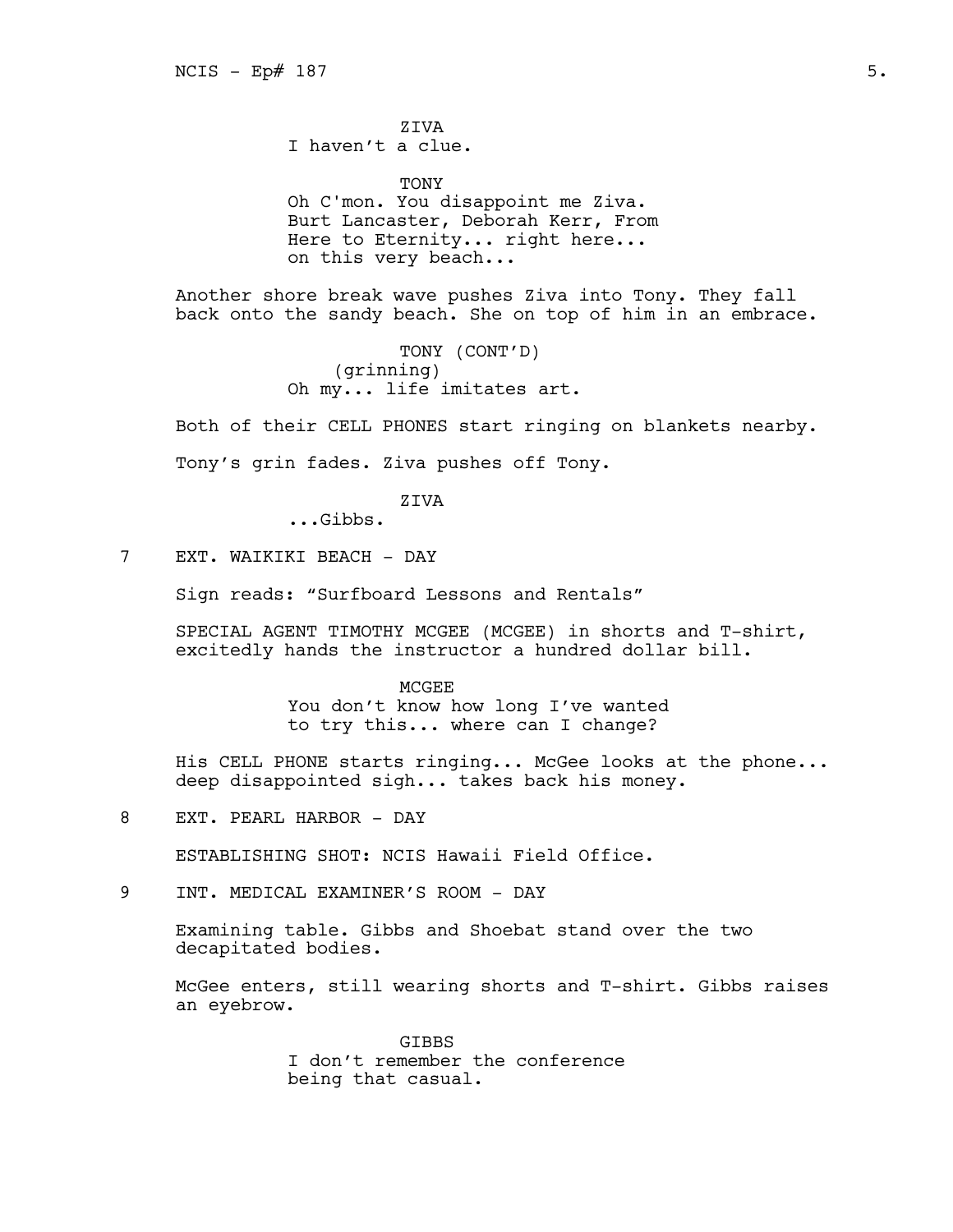ZIVA
I haven't a clue.

TONY
Oh C'mon. You disappoint me Ziva.
Burt Lancaster, Deborah Kerr, From
Here to Eternity... right here...
on this very beach...

Another shore break wave pushes Ziva into Tony. They fall back onto the sandy beach. She on top of him in an embrace.

TONY (CONT'D)
(grinning)
Oh my... life imitates art.

Both of their CELL PHONES start ringing on blankets nearby.

Tony's grin fades. Ziva pushes off Tony.

ZIVA
...Gibbs.

7 EXT. WAIKIKI BEACH - DAY

Sign reads: "Surfboard Lessons and Rentals"

SPECIAL AGENT TIMOTHY MCGEE (MCGEE) in shorts and T-shirt, excitedly hands the instructor a hundred dollar bill.

MCGEE
You don't know how long I've wanted
to try this... where can I change?

His CELL PHONE starts ringing... McGee looks at the phone... deep disappointed sigh... takes back his money.

8 EXT. PEARL HARBOR - DAY

ESTABLISHING SHOT: NCIS Hawaii Field Office.

9 INT. MEDICAL EXAMINER'S ROOM - DAY

Examining table. Gibbs and Shoebat stand over the two decapitated bodies.

McGee enters, still wearing shorts and T-shirt. Gibbs raises an eyebrow.

GIBBS
I don't remember the conference
being that casual.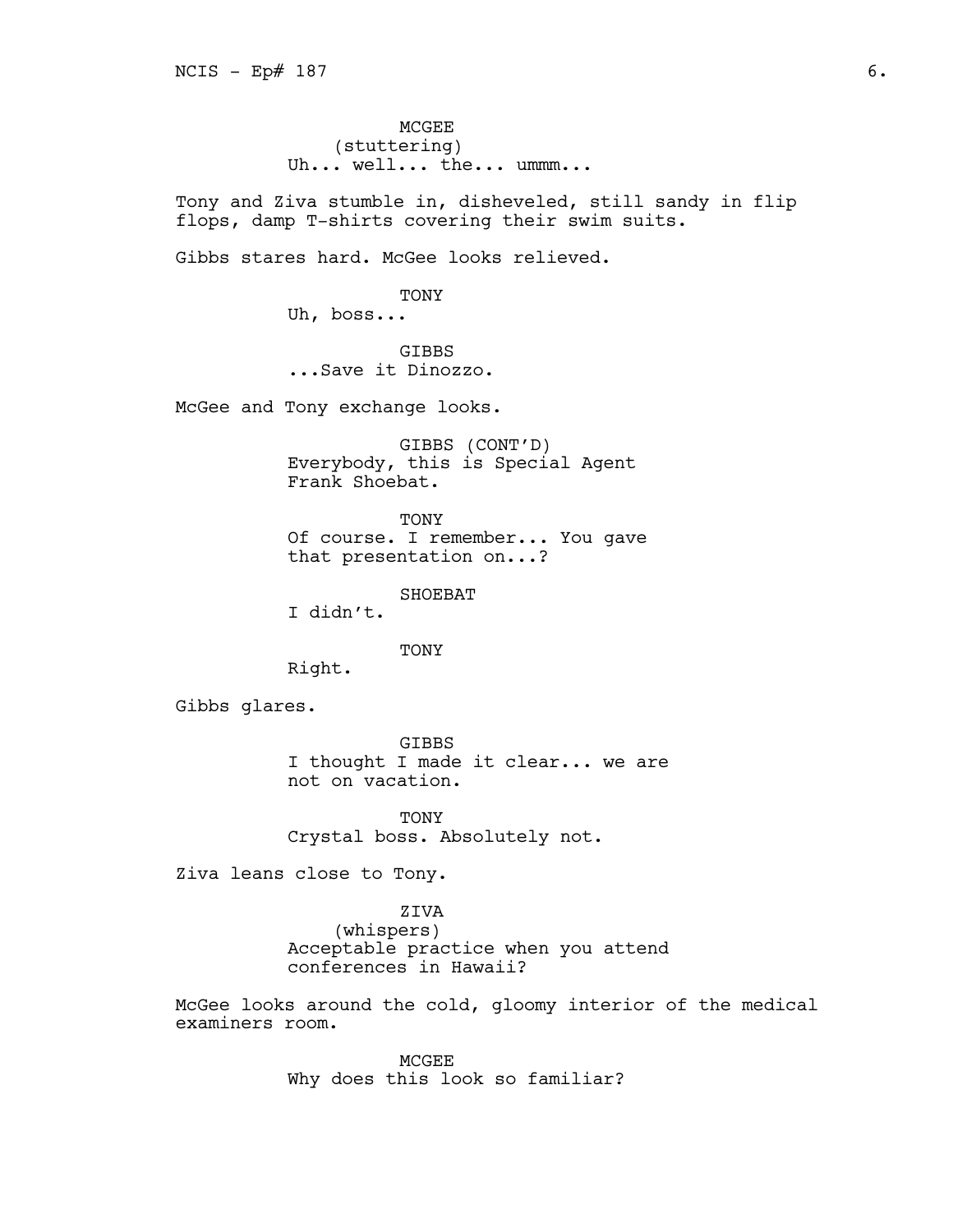MCGEE
(stuttering)
Uh... well... the... ummm...

Tony and Ziva stumble in, disheveled, still sandy in flip flops, damp T-shirts covering their swim suits.

Gibbs stares hard. McGee looks relieved.

TONY
Uh, boss...

GIBBS
...Save it Dinozzo.

McGee and Tony exchange looks.

GIBBS (CONT'D)
Everybody, this is Special Agent Frank Shoebat.

TONY
Of course. I remember... You gave that presentation on...?

SHOEBAT
I didn't.

TONY
Right.

Gibbs glares.

GIBBS
I thought I made it clear... we are not on vacation.

TONY
Crystal boss. Absolutely not.

Ziva leans close to Tony.

ZIVA
(whispers)
Acceptable practice when you attend conferences in Hawaii?

McGee looks around the cold, gloomy interior of the medical examiners room.

MCGEE
Why does this look so familiar?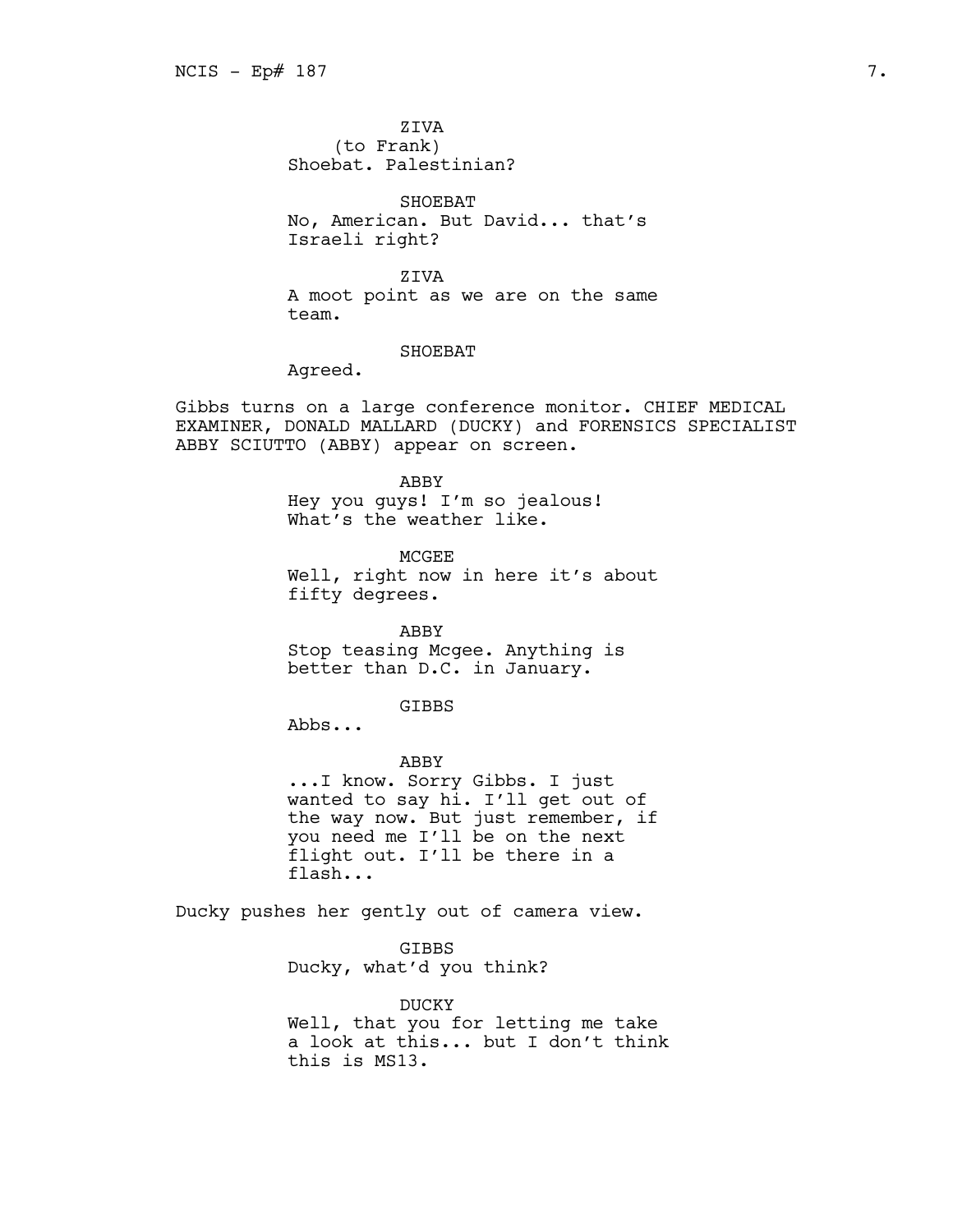ZIVA
(to Frank)
Shoebat. Palestinian?

SHOEBAT
No, American. But David... that's Israeli right?

ZIVA
A moot point as we are on the same team.

SHOEBAT
Agreed.

Gibbs turns on a large conference monitor. CHIEF MEDICAL EXAMINER, DONALD MALLARD (DUCKY) and FORENSICS SPECIALIST ABBY SCIUTTO (ABBY) appear on screen.

ABBY
Hey you guys! I'm so jealous! What's the weather like.

MCGEE
Well, right now in here it's about fifty degrees.

ABBY
Stop teasing Mcgee. Anything is better than D.C. in January.

GIBBS
Abbs...

ABBY
...I know. Sorry Gibbs. I just wanted to say hi. I'll get out of the way now. But just remember, if you need me I'll be on the next flight out. I'll be there in a flash...

Ducky pushes her gently out of camera view.

GIBBS
Ducky, what'd you think?

DUCKY
Well, that you for letting me take a look at this... but I don't think this is MS13.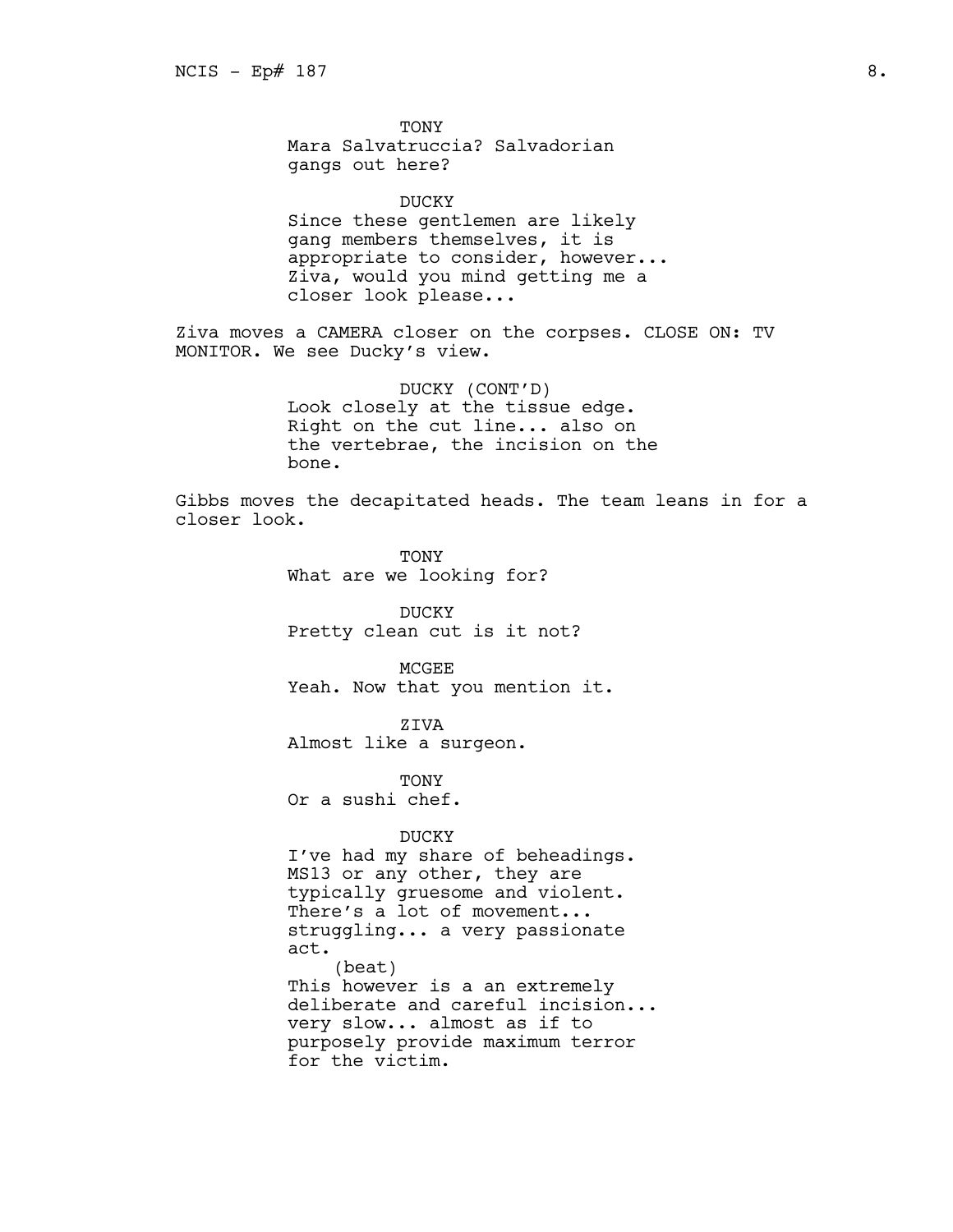TONY

Mara Salvatruccia? Salvadorian gangs out here?

DUCKY

Since these gentlemen are likely gang members themselves, it is appropriate to consider, however... Ziva, would you mind getting me a closer look please...

Ziva moves a CAMERA closer on the corpses. CLOSE ON: TV MONITOR. We see Ducky's view.

DUCKY (CONT'D)

Look closely at the tissue edge. Right on the cut line... also on the vertebrae, the incision on the bone.

Gibbs moves the decapitated heads. The team leans in for a closer look.

TONY

What are we looking for?

DUCKY

Pretty clean cut is it not?

MCGEE

Yeah. Now that you mention it.

ZIVA

Almost like a surgeon.

TONY

Or a sushi chef.

DUCKY

I've had my share of beheadings. MS13 or any other, they are typically gruesome and violent. There's a lot of movement... struggling... a very passionate act.

(beat)

This however is a an extremely deliberate and careful incision... very slow... almost as if to purposely provide maximum terror for the victim.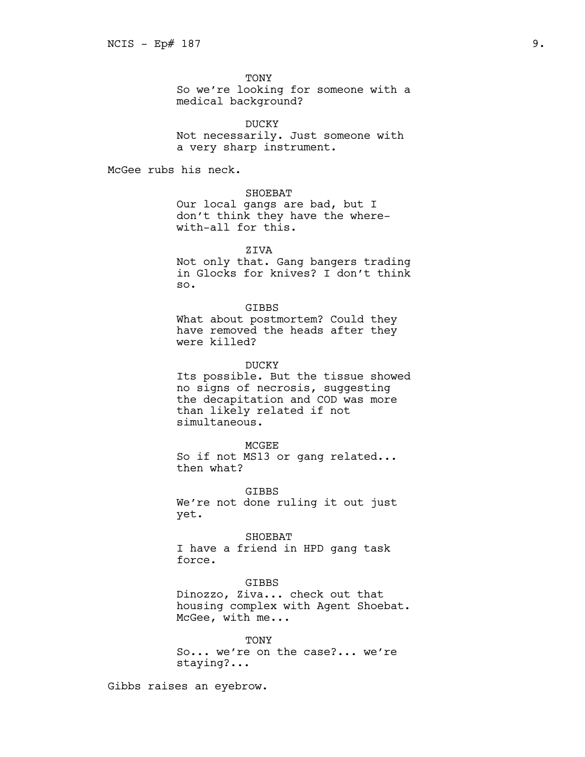TONY
So we're looking for someone with a medical background?

DUCKY
Not necessarily. Just someone with a very sharp instrument.

McGee rubs his neck.

SHOEBAT
Our local gangs are bad, but I don't think they have the where-with-all for this.

ZIVA
Not only that. Gang bangers trading in Glocks for knives? I don't think so.

GIBBS
What about postmortem? Could they have removed the heads after they were killed?

DUCKY
Its possible. But the tissue showed no signs of necrosis, suggesting the decapitation and COD was more than likely related if not simultaneous.

MCGEE
So if not MS13 or gang related... then what?

GIBBS
We're not done ruling it out just yet.

SHOEBAT
I have a friend in HPD gang task force.

GIBBS
Dinozzo, Ziva... check out that housing complex with Agent Shoebat. McGee, with me...

TONY
So... we're on the case?... we're staying?...

Gibbs raises an eyebrow.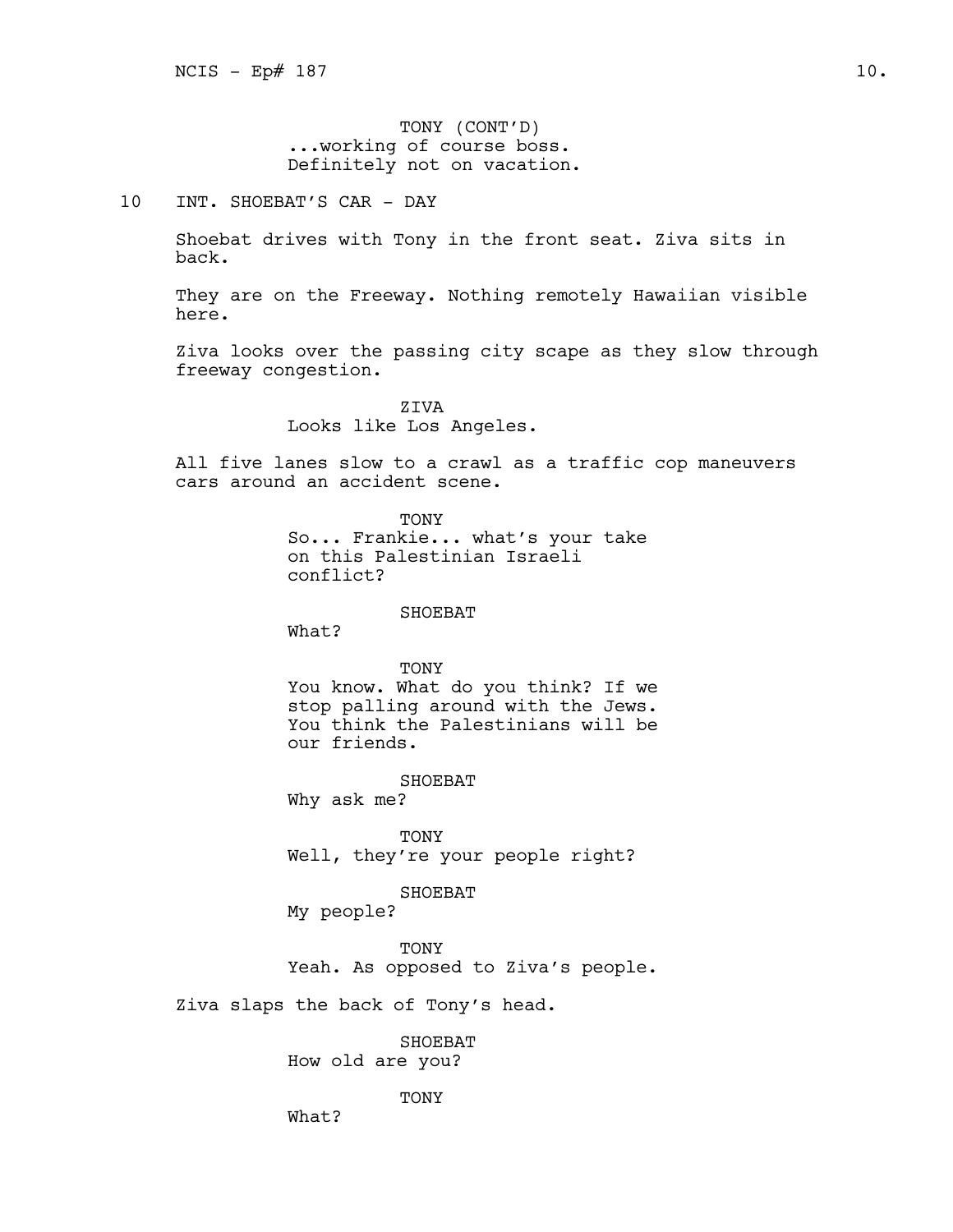TONY (CONT'D)
...working of course boss.
Definitely not on vacation.

10 INT. SHOEBAT'S CAR - DAY

Shoebat drives with Tony in the front seat. Ziva sits in back.

They are on the Freeway. Nothing remotely Hawaiian visible here.

Ziva looks over the passing city scape as they slow through freeway congestion.

ZIVA
Looks like Los Angeles.

All five lanes slow to a crawl as a traffic cop maneuvers cars around an accident scene.

TONY
So... Frankie... what's your take on this Palestinian Israeli conflict?

SHOEBAT
What?

TONY
You know. What do you think? If we stop palling around with the Jews. You think the Palestinians will be our friends.

SHOEBAT
Why ask me?

TONY
Well, they're your people right?

SHOEBAT
My people?

TONY
Yeah. As opposed to Ziva's people.

Ziva slaps the back of Tony's head.

SHOEBAT
How old are you?

TONY
What?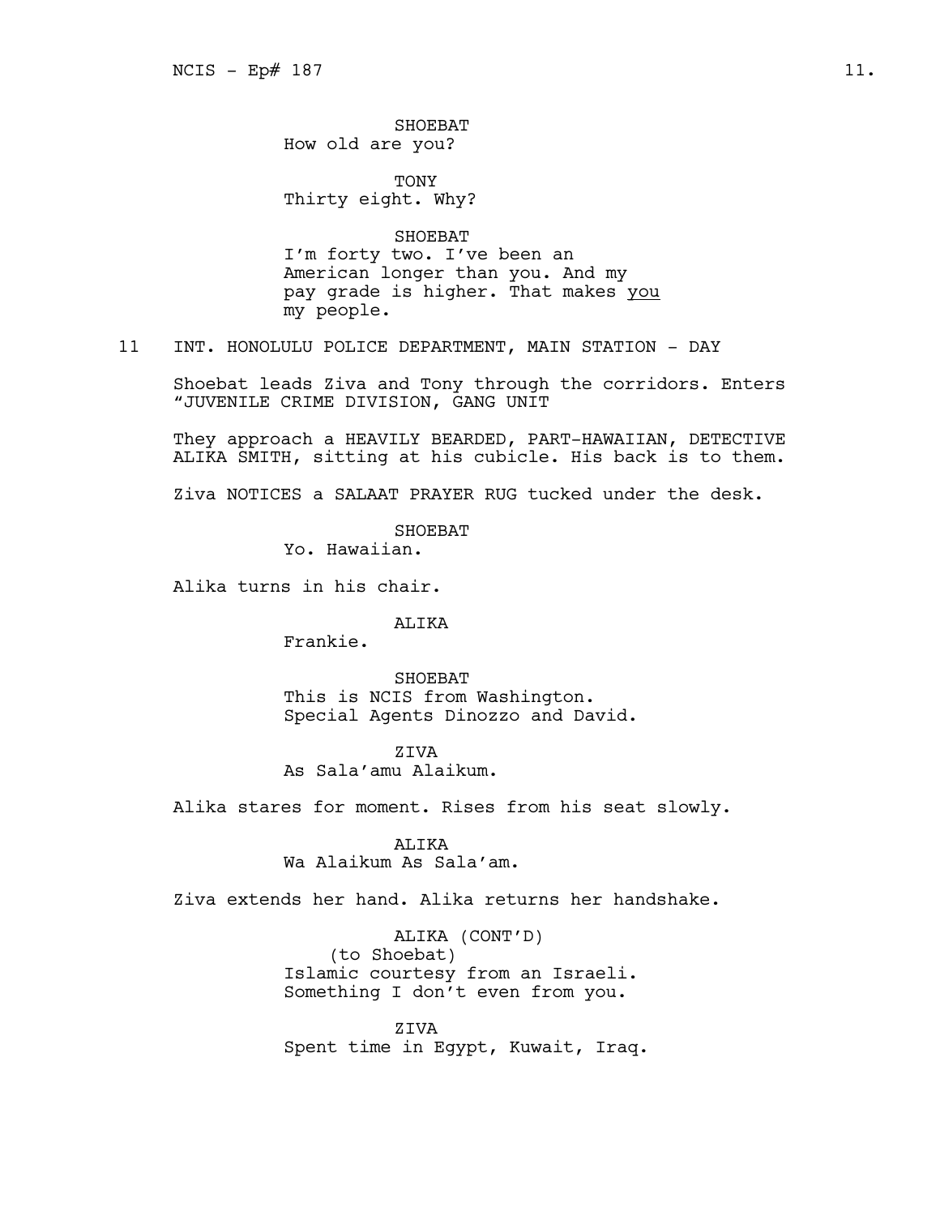SHOEBAT
How old are you?

TONY
Thirty eight. Why?

SHOEBAT
I'm forty two. I've been an American longer than you. And my pay grade is higher. That makes <u>you</u> my people.

11 INT. HONOLULU POLICE DEPARTMENT, MAIN STATION - DAY

Shoebat leads Ziva and Tony through the corridors. Enters "JUVENILE CRIME DIVISION, GANG UNIT

They approach a HEAVILY BEARDED, PART-HAWAIIAN, DETECTIVE ALIKA SMITH, sitting at his cubicle. His back is to them.

Ziva NOTICES a SALAAT PRAYER RUG tucked under the desk.

SHOEBAT
Yo. Hawaiian.

Alika turns in his chair.

ALIKA
Frankie.

SHOEBAT
This is NCIS from Washington. Special Agents Dinozzo and David.

ZIVA
As Sala'amu Alaikum.

Alika stares for moment. Rises from his seat slowly.

ALIKA
Wa Alaikum As Sala'am.

Ziva extends her hand. Alika returns her handshake.

ALIKA (CONT'D)
(to Shoebat)
Islamic courtesy from an Israeli. Something I don't even from you.

ZIVA
Spent time in Egypt, Kuwait, Iraq.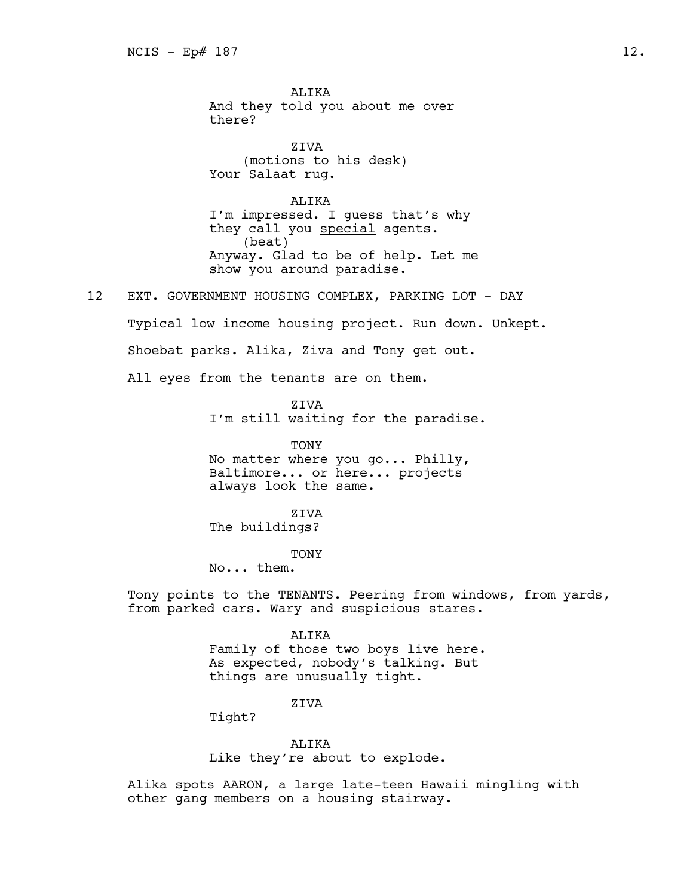ALIKA
And they told you about me over there?

ZIVA
(motions to his desk)
Your Salaat rug.

ALIKA
I'm impressed. I guess that's why they call you <u>special</u> agents.
(beat)
Anyway. Glad to be of help. Let me show you around paradise.

12 EXT. GOVERNMENT HOUSING COMPLEX, PARKING LOT - DAY

Typical low income housing project. Run down. Unkept.

Shoebat parks. Alika, Ziva and Tony get out.

All eyes from the tenants are on them.

ZIVA
I'm still waiting for the paradise.

TONY
No matter where you go... Philly, Baltimore... or here... projects always look the same.

ZIVA
The buildings?

TONY
No... them.

Tony points to the TENANTS. Peering from windows, from yards, from parked cars. Wary and suspicious stares.

ALIKA
Family of those two boys live here. As expected, nobody's talking. But things are unusually tight.

ZIVA
Tight?

ALIKA
Like they're about to explode.

Alika spots AARON, a large late-teen Hawaii mingling with other gang members on a housing stairway.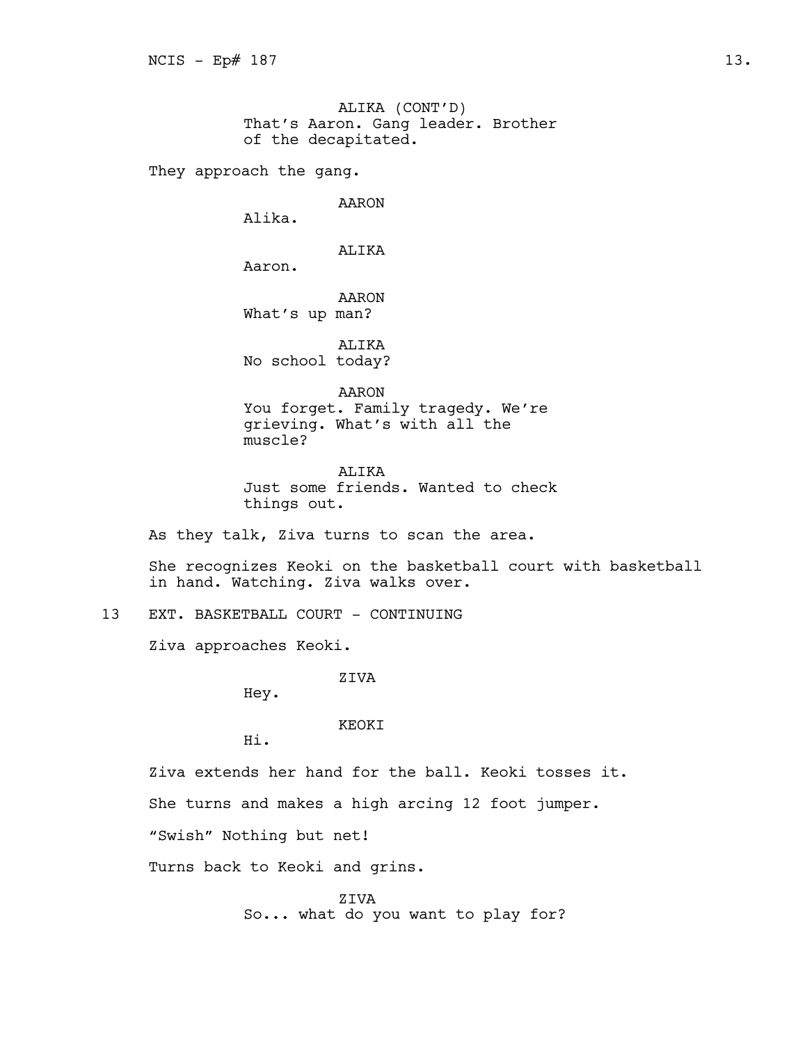ALIKA (CONT'D)
That's Aaron. Gang leader. Brother of the decapitated.

They approach the gang.

AARON
Alika.

ALIKA
Aaron.

AARON
What's up man?

ALIKA
No school today?

AARON
You forget. Family tragedy. We're grieving. What's with all the muscle?

ALIKA
Just some friends. Wanted to check things out.

As they talk, Ziva turns to scan the area.

She recognizes Keoki on the basketball court with basketball in hand. Watching. Ziva walks over.

13 EXT. BASKETBALL COURT - CONTINUING

Ziva approaches Keoki.

ZIVA
Hey.

KEOKI
Hi.

Ziva extends her hand for the ball. Keoki tosses it.

She turns and makes a high arcing 12 foot jumper.

"Swish" Nothing but net!

Turns back to Keoki and grins.

ZIVA
So... what do you want to play for?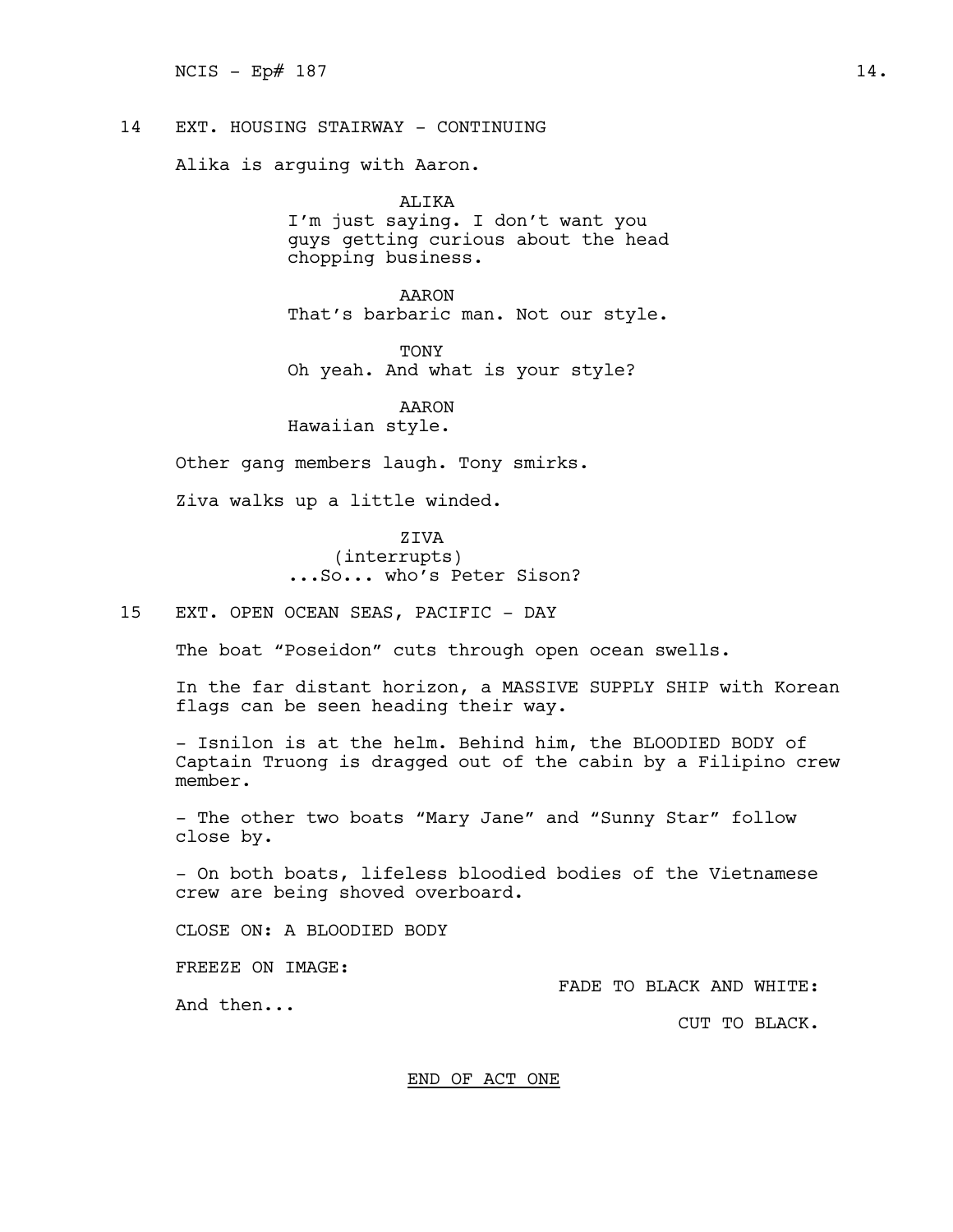14 EXT. HOUSING STAIRWAY - CONTINUING

Alika is arguing with Aaron.

ALIKA
I'm just saying. I don't want you guys getting curious about the head chopping business.

AARON
That's barbaric man. Not our style.

TONY
Oh yeah. And what is your style?

AARON
Hawaiian style.

Other gang members laugh. Tony smirks.

Ziva walks up a little winded.

ZIVA
(interrupts)
...So... who's Peter Sison?

15 EXT. OPEN OCEAN SEAS, PACIFIC - DAY

The boat "Poseidon" cuts through open ocean swells.

In the far distant horizon, a MASSIVE SUPPLY SHIP with Korean flags can be seen heading their way.

- Isnilon is at the helm. Behind him, the BLOODIED BODY of Captain Truong is dragged out of the cabin by a Filipino crew member.

- The other two boats "Mary Jane" and "Sunny Star" follow close by.

- On both boats, lifeless bloodied bodies of the Vietnamese crew are being shoved overboard.

CLOSE ON: A BLOODIED BODY

FREEZE ON IMAGE:

FADE TO BLACK AND WHITE:

And then...

CUT TO BLACK.

<u>END OF ACT ONE</u>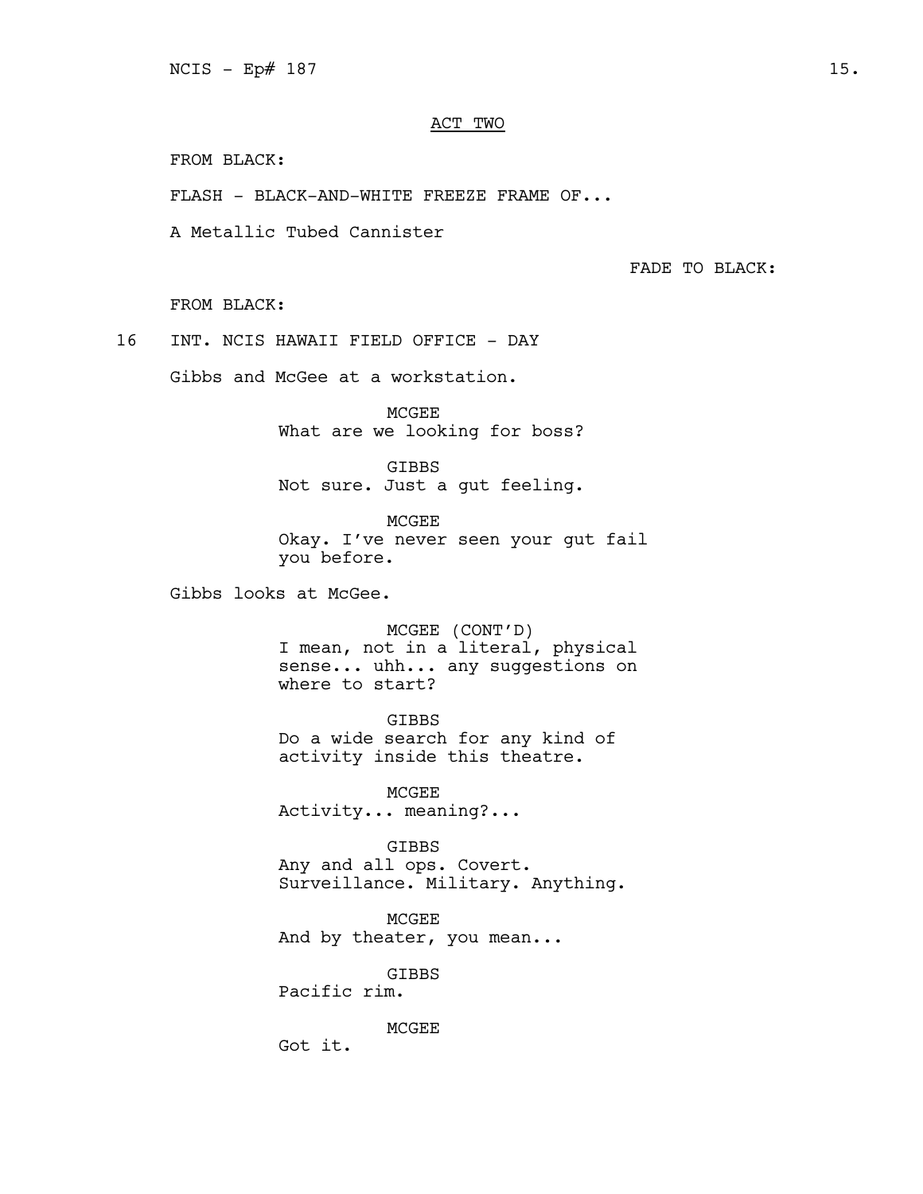ACT TWO

FROM BLACK:

FLASH - BLACK-AND-WHITE FREEZE FRAME OF...

A Metallic Tubed Cannister

FADE TO BLACK:

FROM BLACK:

16 INT. NCIS HAWAII FIELD OFFICE - DAY

Gibbs and McGee at a workstation.

MCGEE
What are we looking for boss?

GIBBS
Not sure. Just a gut feeling.

MCGEE
Okay. I've never seen your gut fail you before.

Gibbs looks at McGee.

MCGEE (CONT'D)
I mean, not in a literal, physical sense... uhh... any suggestions on where to start?

GIBBS
Do a wide search for any kind of activity inside this theatre.

MCGEE
Activity... meaning?...

GIBBS
Any and all ops. Covert. Surveillance. Military. Anything.

MCGEE
And by theater, you mean...

GIBBS
Pacific rim.

MCGEE
Got it.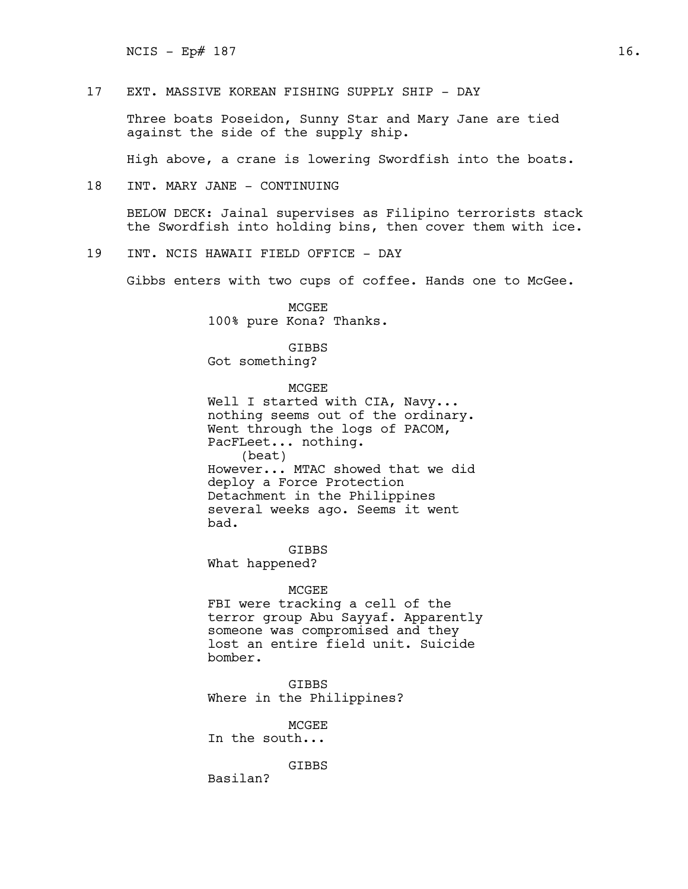17 EXT. MASSIVE KOREAN FISHING SUPPLY SHIP - DAY

Three boats Poseidon, Sunny Star and Mary Jane are tied against the side of the supply ship.

High above, a crane is lowering Swordfish into the boats.

18 INT. MARY JANE - CONTINUING

BELOW DECK: Jainal supervises as Filipino terrorists stack the Swordfish into holding bins, then cover them with ice.

19 INT. NCIS HAWAII FIELD OFFICE - DAY

Gibbs enters with two cups of coffee. Hands one to McGee.

MCGEE
100% pure Kona? Thanks.

GIBBS
Got something?

MCGEE
Well I started with CIA, Navy... nothing seems out of the ordinary. Went through the logs of PACOM, PacFLeet... nothing.
(beat)
However... MTAC showed that we did deploy a Force Protection Detachment in the Philippines several weeks ago. Seems it went bad.

GIBBS
What happened?

MCGEE
FBI were tracking a cell of the terror group Abu Sayyaf. Apparently someone was compromised and they lost an entire field unit. Suicide bomber.

GIBBS
Where in the Philippines?

MCGEE
In the south...

GIBBS
Basilan?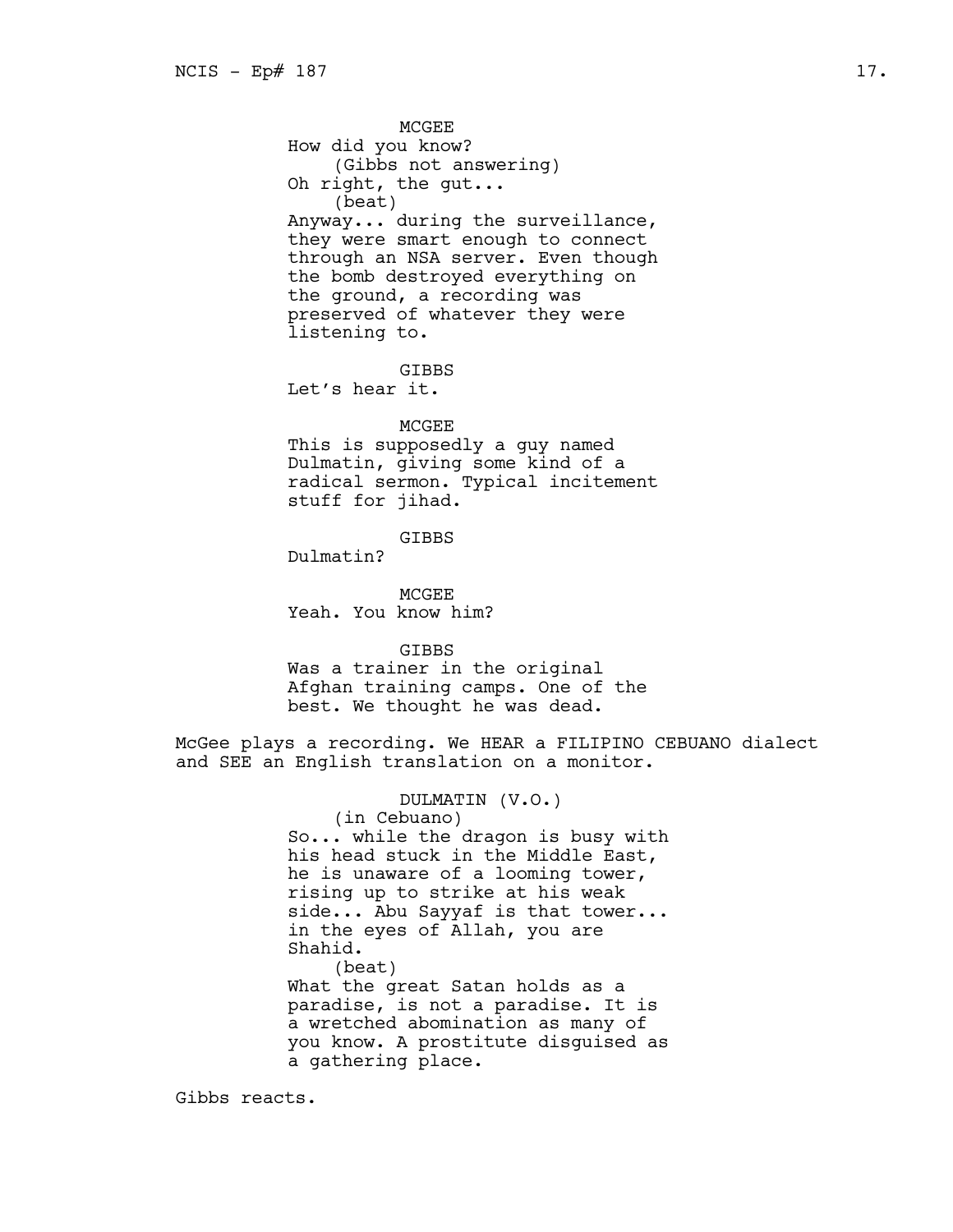MCGEE

How did you know?

(Gibbs not answering)

Oh right, the gut...

(beat)

Anyway... during the surveillance, they were smart enough to connect through an NSA server. Even though the bomb destroyed everything on the ground, a recording was preserved of whatever they were listening to.

GIBBS

Let's hear it.

MCGEE

This is supposedly a guy named Dulmatin, giving some kind of a radical sermon. Typical incitement stuff for jihad.

GIBBS

Dulmatin?

MCGEE

Yeah. You know him?

GIBBS

Was a trainer in the original Afghan training camps. One of the best. We thought he was dead.

McGee plays a recording. We HEAR a FILIPINO CEBUANO dialect and SEE an English translation on a monitor.

DULMATIN (V.O.)

(in Cebuano)

So... while the dragon is busy with his head stuck in the Middle East, he is unaware of a looming tower, rising up to strike at his weak side... Abu Sayyaf is that tower... in the eyes of Allah, you are Shahid.

(beat)

What the great Satan holds as a paradise, is not a paradise. It is a wretched abomination as many of you know. A prostitute disguised as a gathering place.

Gibbs reacts.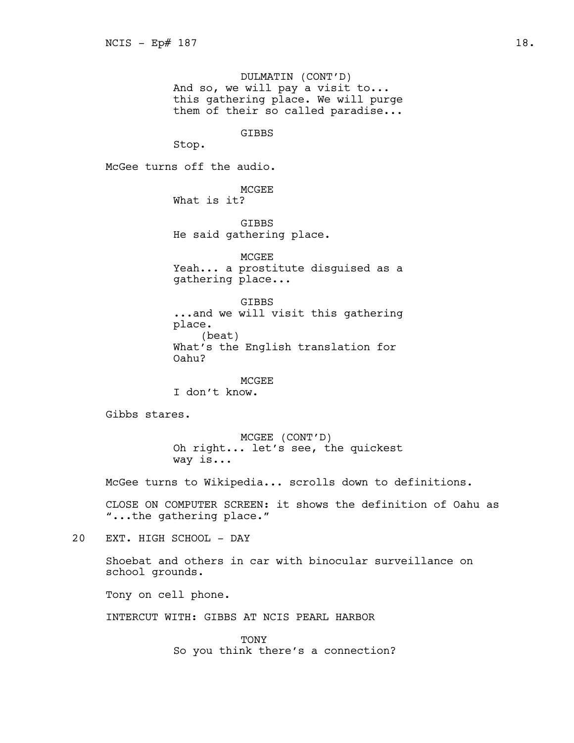DULMATIN (CONT'D)
And so, we will pay a visit to... this gathering place. We will purge them of their so called paradise...

GIBBS
Stop.

McGee turns off the audio.

MCGEE
What is it?

GIBBS
He said gathering place.

MCGEE
Yeah... a prostitute disguised as a gathering place...

GIBBS
...and we will visit this gathering place.
(beat)
What's the English translation for Oahu?

MCGEE
I don't know.

Gibbs stares.

MCGEE (CONT'D)
Oh right... let's see, the quickest way is...

McGee turns to Wikipedia... scrolls down to definitions.

CLOSE ON COMPUTER SCREEN: it shows the definition of Oahu as "...the gathering place."

20 EXT. HIGH SCHOOL - DAY

Shoebat and others in car with binocular surveillance on school grounds.

Tony on cell phone.

INTERCUT WITH: GIBBS AT NCIS PEARL HARBOR

TONY
So you think there's a connection?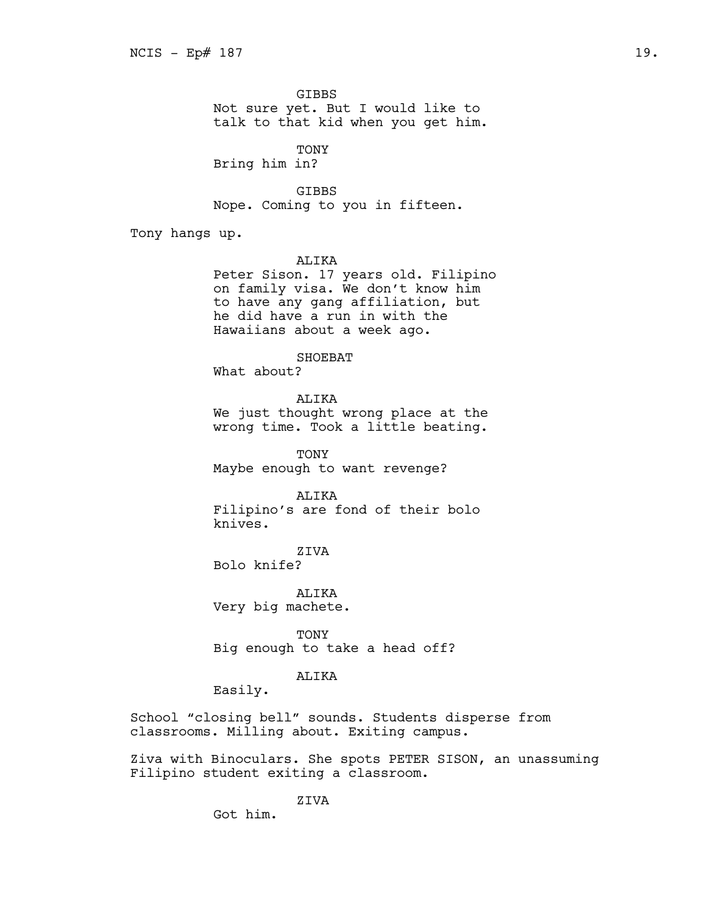GIBBS
Not sure yet. But I would like to talk to that kid when you get him.

TONY
Bring him in?

GIBBS
Nope. Coming to you in fifteen.

Tony hangs up.

ALIKA
Peter Sison. 17 years old. Filipino on family visa. We don't know him to have any gang affiliation, but he did have a run in with the Hawaiians about a week ago.

SHOEBAT
What about?

ALIKA
We just thought wrong place at the wrong time. Took a little beating.

TONY
Maybe enough to want revenge?

ALIKA
Filipino's are fond of their bolo knives.

ZIVA
Bolo knife?

ALIKA
Very big machete.

TONY
Big enough to take a head off?

ALIKA
Easily.

School "closing bell" sounds. Students disperse from classrooms. Milling about. Exiting campus.

Ziva with Binoculars. She spots PETER SISON, an unassuming Filipino student exiting a classroom.

ZIVA
Got him.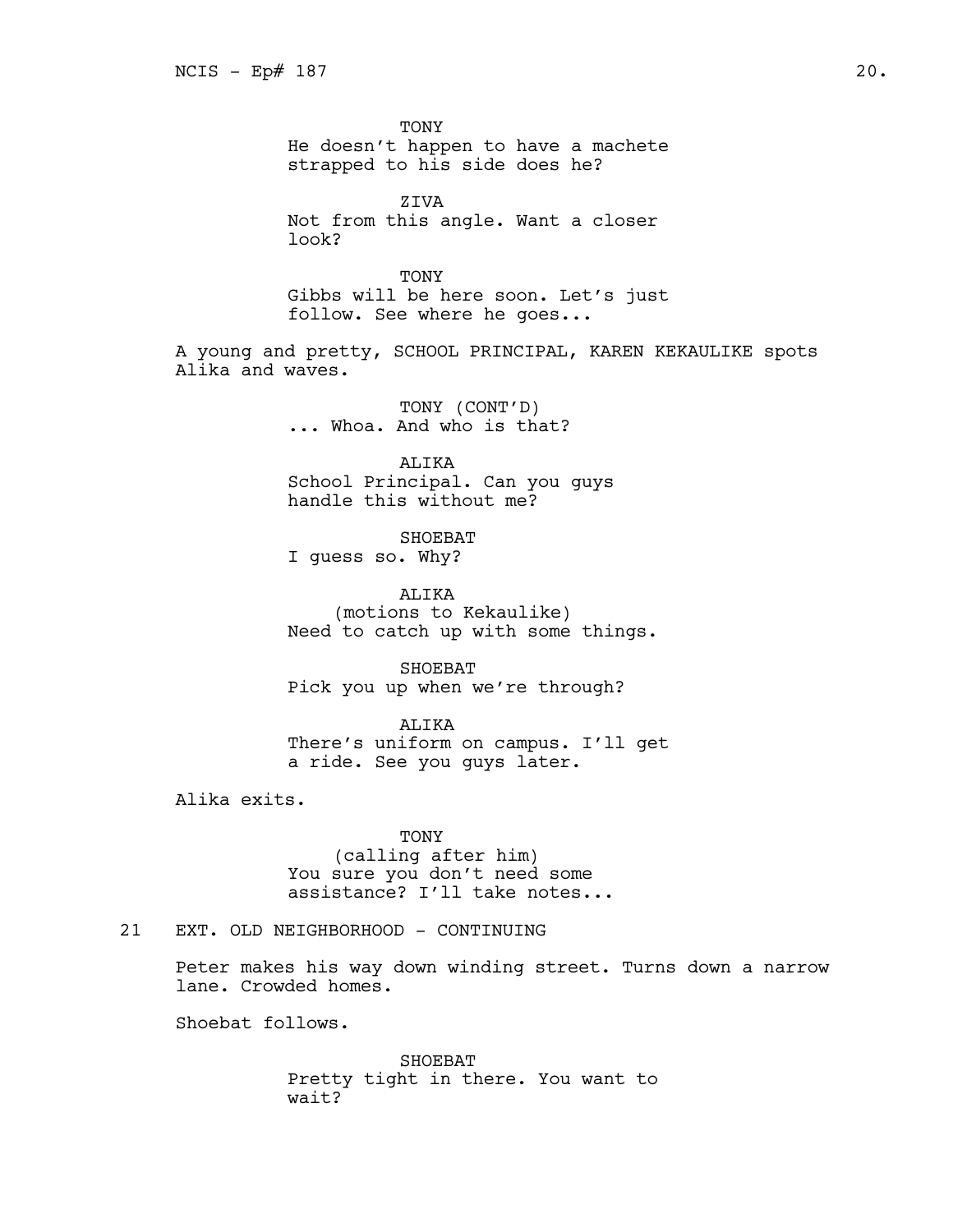TONY
He doesn't happen to have a machete strapped to his side does he?

ZIVA
Not from this angle. Want a closer look?

TONY
Gibbs will be here soon. Let's just follow. See where he goes...

A young and pretty, SCHOOL PRINCIPAL, KAREN KEKAULIKE spots Alika and waves.

TONY (CONT'D)
... Whoa. And who is that?

ALIKA
School Principal. Can you guys handle this without me?

SHOEBAT
I guess so. Why?

ALIKA
(motions to Kekaulike)
Need to catch up with some things.

SHOEBAT
Pick you up when we're through?

ALIKA
There's uniform on campus. I'll get a ride. See you guys later.

Alika exits.

TONY
(calling after him)
You sure you don't need some assistance? I'll take notes...

21 EXT. OLD NEIGHBORHOOD - CONTINUING

Peter makes his way down winding street. Turns down a narrow lane. Crowded homes.

Shoebat follows.

SHOEBAT
Pretty tight in there. You want to wait?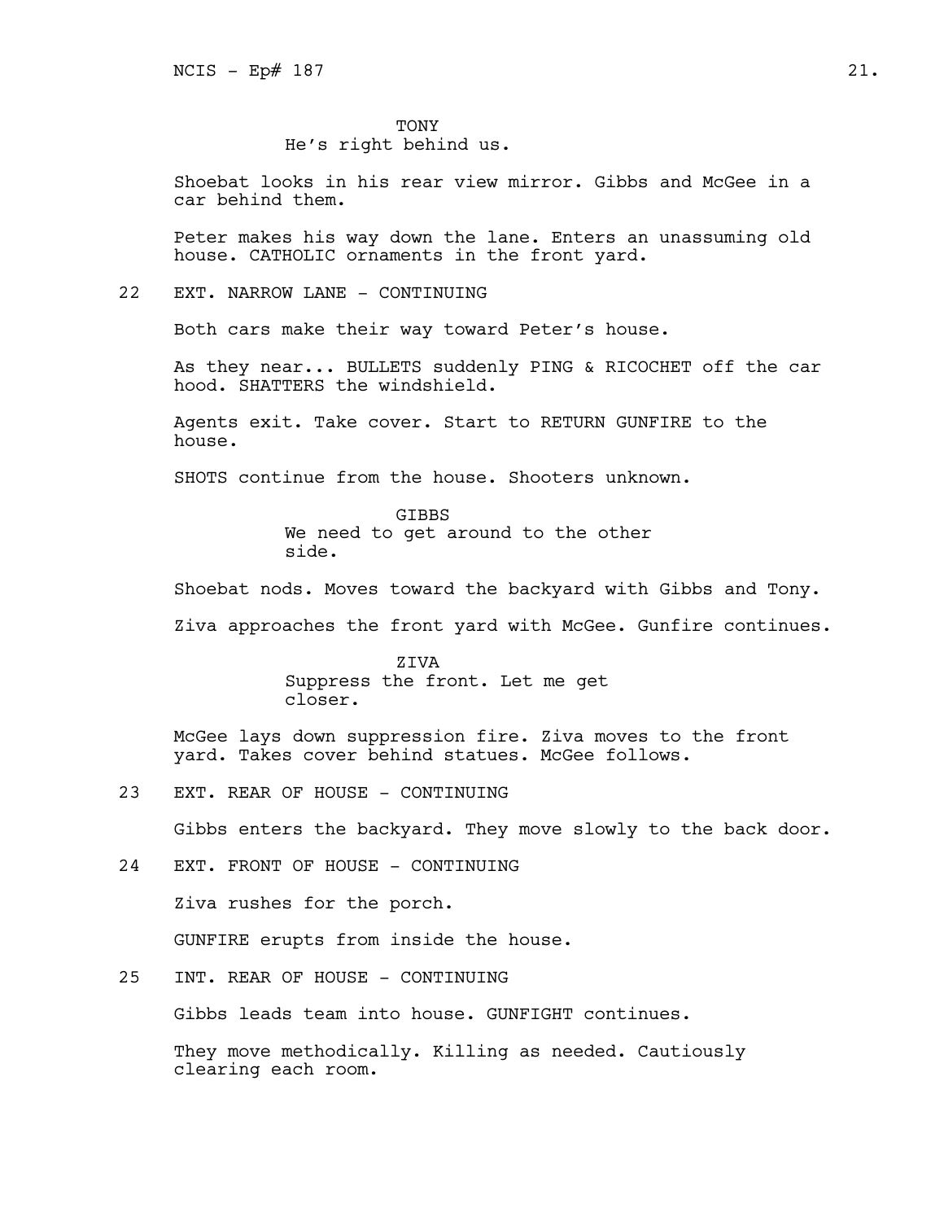TONY
He's right behind us.

Shoebat looks in his rear view mirror. Gibbs and McGee in a car behind them.

Peter makes his way down the lane. Enters an unassuming old house. CATHOLIC ornaments in the front yard.

22 EXT. NARROW LANE - CONTINUING

Both cars make their way toward Peter's house.

As they near... BULLETS suddenly PING & RICOCHET off the car hood. SHATTERS the windshield.

Agents exit. Take cover. Start to RETURN GUNFIRE to the house.

SHOTS continue from the house. Shooters unknown.

GIBBS
We need to get around to the other side.

Shoebat nods. Moves toward the backyard with Gibbs and Tony.

Ziva approaches the front yard with McGee. Gunfire continues.

ZIVA
Suppress the front. Let me get closer.

McGee lays down suppression fire. Ziva moves to the front yard. Takes cover behind statues. McGee follows.

23 EXT. REAR OF HOUSE - CONTINUING

Gibbs enters the backyard. They move slowly to the back door.

24 EXT. FRONT OF HOUSE - CONTINUING

Ziva rushes for the porch.

GUNFIRE erupts from inside the house.

25 INT. REAR OF HOUSE - CONTINUING

Gibbs leads team into house. GUNFIGHT continues.

They move methodically. Killing as needed. Cautiously clearing each room.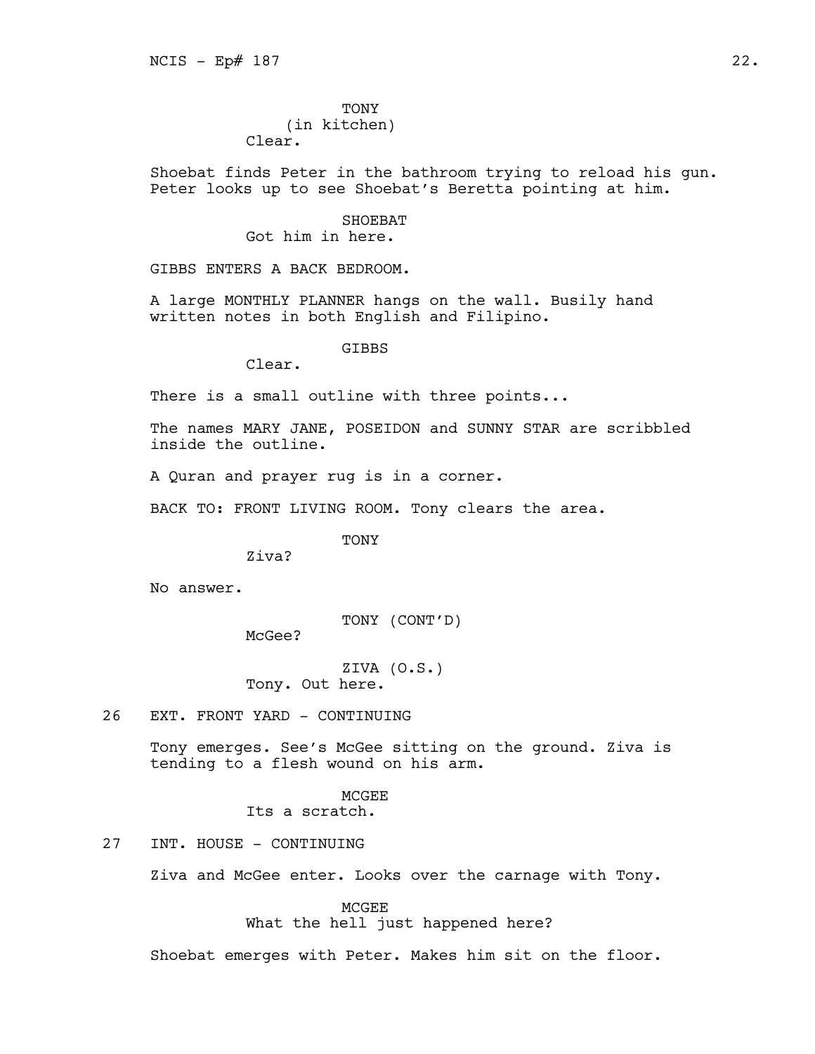TONY
(in kitchen)
Clear.

Shoebat finds Peter in the bathroom trying to reload his gun. Peter looks up to see Shoebat's Beretta pointing at him.

SHOEBAT
Got him in here.

GIBBS ENTERS A BACK BEDROOM.

A large MONTHLY PLANNER hangs on the wall. Busily hand written notes in both English and Filipino.

GIBBS
Clear.

There is a small outline with three points...

The names MARY JANE, POSEIDON and SUNNY STAR are scribbled inside the outline.

A Quran and prayer rug is in a corner.

BACK TO: FRONT LIVING ROOM. Tony clears the area.

TONY
Ziva?

No answer.

TONY (CONT'D)
McGee?

ZIVA (O.S.)
Tony. Out here.

26 EXT. FRONT YARD - CONTINUING

Tony emerges. See's McGee sitting on the ground. Ziva is tending to a flesh wound on his arm.

MCGEE
Its a scratch.

27 INT. HOUSE - CONTINUING

Ziva and McGee enter. Looks over the carnage with Tony.

MCGEE
What the hell just happened here?

Shoebat emerges with Peter. Makes him sit on the floor.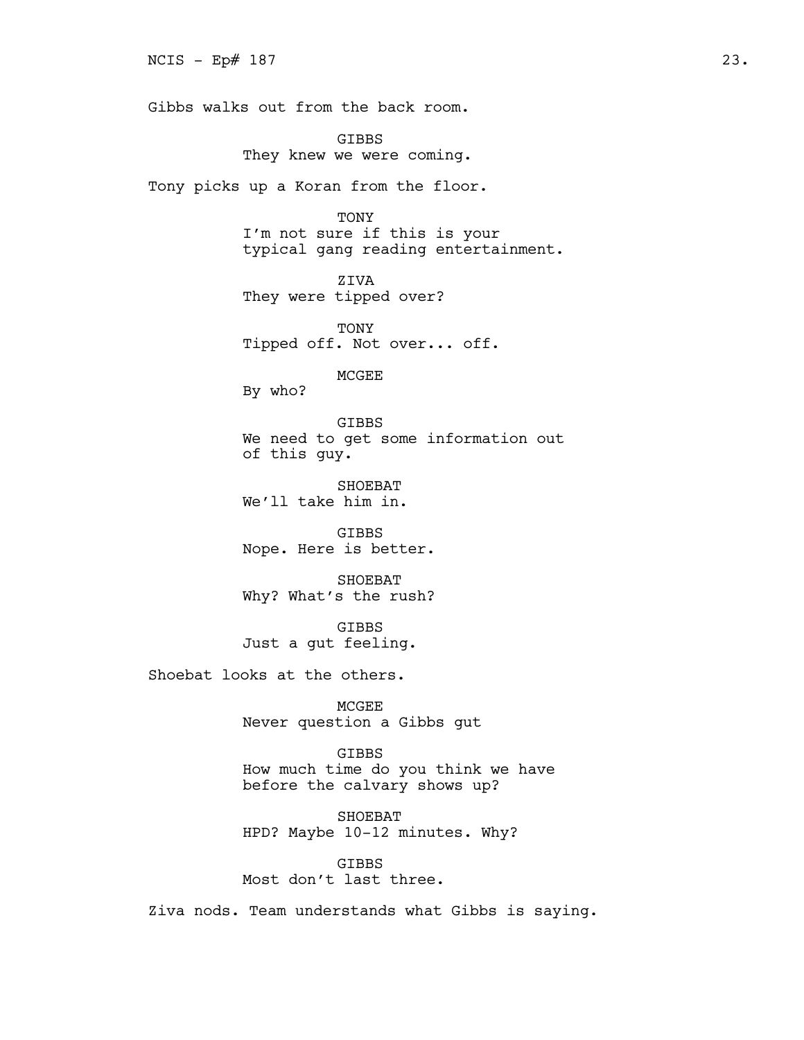Gibbs walks out from the back room.

GIBBS
They knew we were coming.

Tony picks up a Koran from the floor.

TONY
I'm not sure if this is your typical gang reading entertainment.

ZIVA
They were tipped over?

TONY
Tipped off. Not over... off.

MCGEE
By who?

GIBBS
We need to get some information out of this guy.

SHOEBAT
We'll take him in.

GIBBS
Nope. Here is better.

SHOEBAT
Why? What's the rush?

GIBBS
Just a gut feeling.

Shoebat looks at the others.

MCGEE
Never question a Gibbs gut

GIBBS
How much time do you think we have before the calvary shows up?

SHOEBAT
HPD? Maybe 10-12 minutes. Why?

GIBBS
Most don't last three.

Ziva nods. Team understands what Gibbs is saying.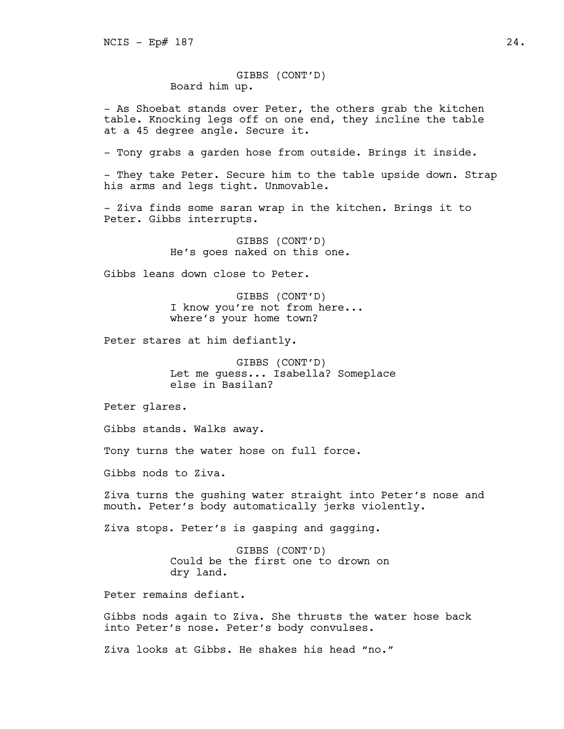GIBBS (CONT'D)
Board him up.

- As Shoebat stands over Peter, the others grab the kitchen table. Knocking legs off on one end, they incline the table at a 45 degree angle. Secure it.

- Tony grabs a garden hose from outside. Brings it inside.

- They take Peter. Secure him to the table upside down. Strap his arms and legs tight. Unmovable.

- Ziva finds some saran wrap in the kitchen. Brings it to Peter. Gibbs interrupts.

GIBBS (CONT'D)
He's goes naked on this one.

Gibbs leans down close to Peter.

GIBBS (CONT'D)
I know you're not from here...
where's your home town?

Peter stares at him defiantly.

GIBBS (CONT'D)
Let me guess... Isabella? Someplace
else in Basilan?

Peter glares.

Gibbs stands. Walks away.

Tony turns the water hose on full force.

Gibbs nods to Ziva.

Ziva turns the gushing water straight into Peter's nose and mouth. Peter's body automatically jerks violently.

Ziva stops. Peter's is gasping and gagging.

GIBBS (CONT'D)
Could be the first one to drown on
dry land.

Peter remains defiant.

Gibbs nods again to Ziva. She thrusts the water hose back into Peter's nose. Peter's body convulses.

Ziva looks at Gibbs. He shakes his head "no."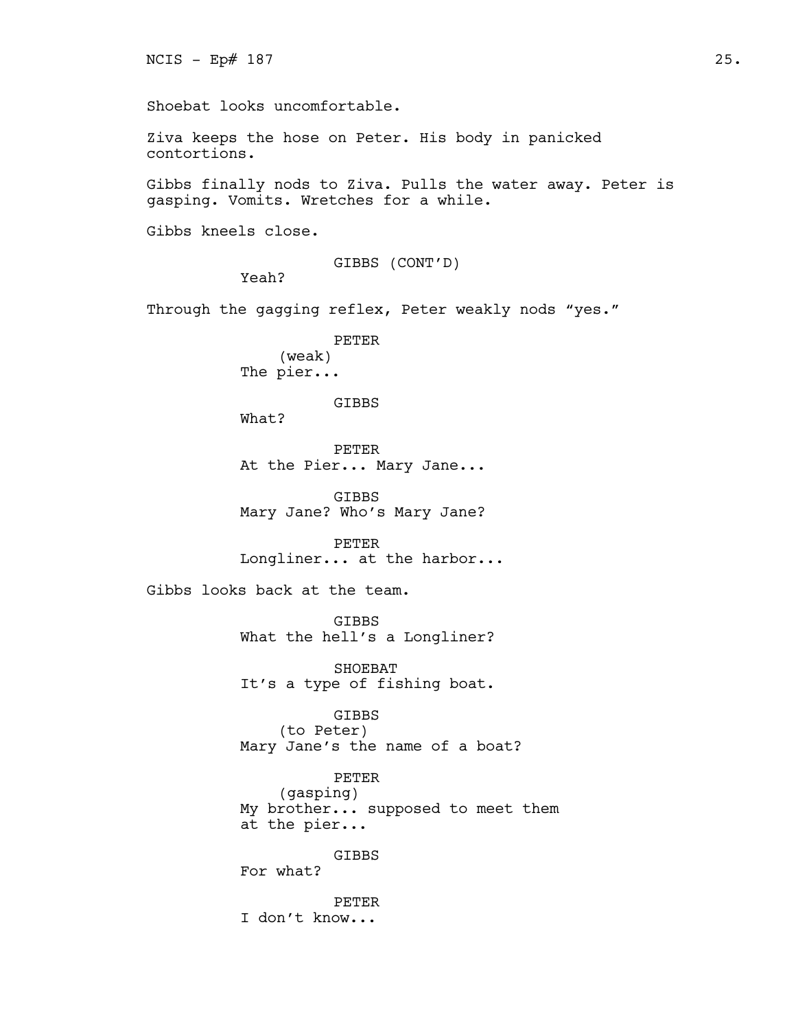Shoebat looks uncomfortable.

Ziva keeps the hose on Peter. His body in panicked contortions.

Gibbs finally nods to Ziva. Pulls the water away. Peter is gasping. Vomits. Wretches for a while.

Gibbs kneels close.

GIBBS (CONT'D)
Yeah?

Through the gagging reflex, Peter weakly nods "yes."

PETER
(weak)
The pier...

GIBBS
What?

PETER
At the Pier... Mary Jane...

GIBBS
Mary Jane? Who's Mary Jane?

PETER
Longliner... at the harbor...

Gibbs looks back at the team.

GIBBS
What the hell's a Longliner?

SHOEBAT
It's a type of fishing boat.

GIBBS
(to Peter)
Mary Jane's the name of a boat?

PETER
(gasping)
My brother... supposed to meet them at the pier...

GIBBS
For what?

PETER
I don't know...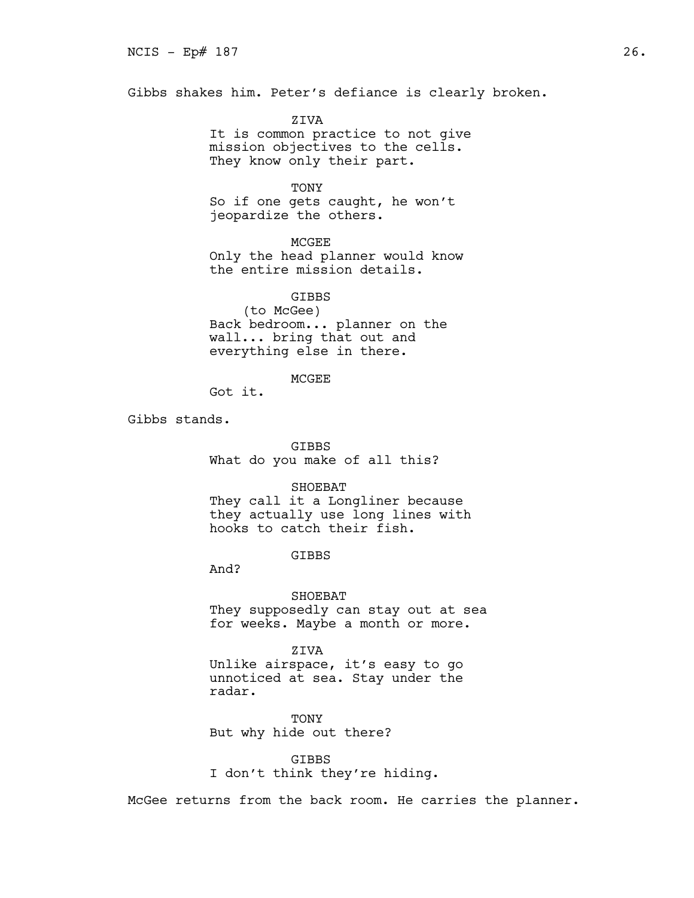Gibbs shakes him. Peter's defiance is clearly broken.

ZIVA
It is common practice to not give mission objectives to the cells. They know only their part.

TONY
So if one gets caught, he won't jeopardize the others.

MCGEE
Only the head planner would know the entire mission details.

GIBBS
(to McGee)
Back bedroom... planner on the wall... bring that out and everything else in there.

MCGEE
Got it.

Gibbs stands.

GIBBS
What do you make of all this?

SHOEBAT
They call it a Longliner because they actually use long lines with hooks to catch their fish.

GIBBS
And?

SHOEBAT
They supposedly can stay out at sea for weeks. Maybe a month or more.

ZIVA
Unlike airspace, it's easy to go unnoticed at sea. Stay under the radar.

TONY
But why hide out there?

GIBBS
I don't think they're hiding.

McGee returns from the back room. He carries the planner.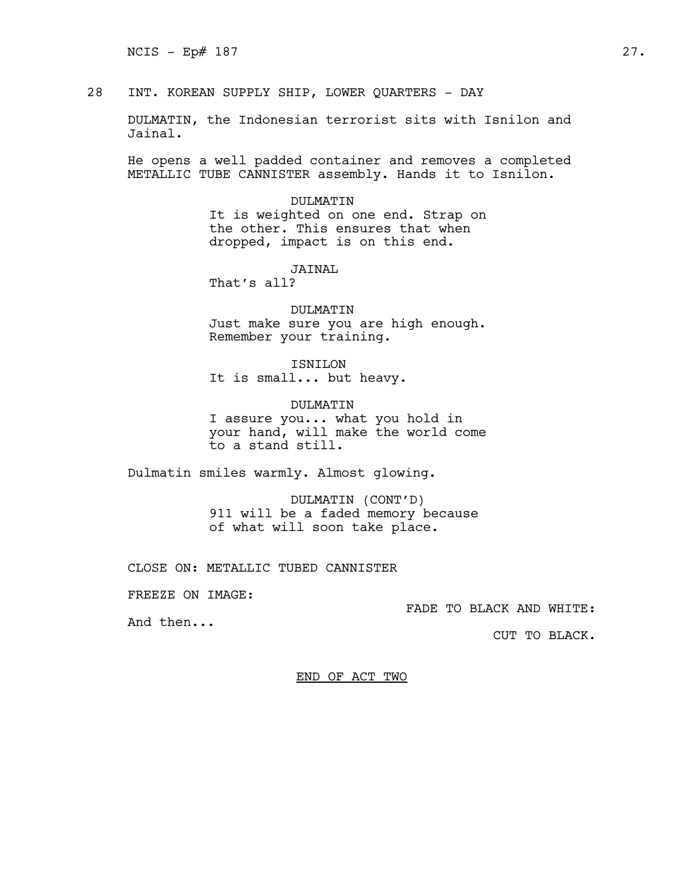28 INT. KOREAN SUPPLY SHIP, LOWER QUARTERS - DAY

DULMATIN, the Indonesian terrorist sits with Isnilon and Jainal.

He opens a well padded container and removes a completed METALLIC TUBE CANNISTER assembly. Hands it to Isnilon.

DULMATIN
It is weighted on one end. Strap on the other. This ensures that when dropped, impact is on this end.

JAINAL
That's all?

DULMATIN
Just make sure you are high enough. Remember your training.

ISNILON
It is small... but heavy.

DULMATIN
I assure you... what you hold in your hand, will make the world come to a stand still.

Dulmatin smiles warmly. Almost glowing.

DULMATIN (CONT'D)
911 will be a faded memory because of what will soon take place.

CLOSE ON: METALLIC TUBED CANNISTER

FREEZE ON IMAGE:

FADE TO BLACK AND WHITE:

And then...

CUT TO BLACK.

END OF ACT TWO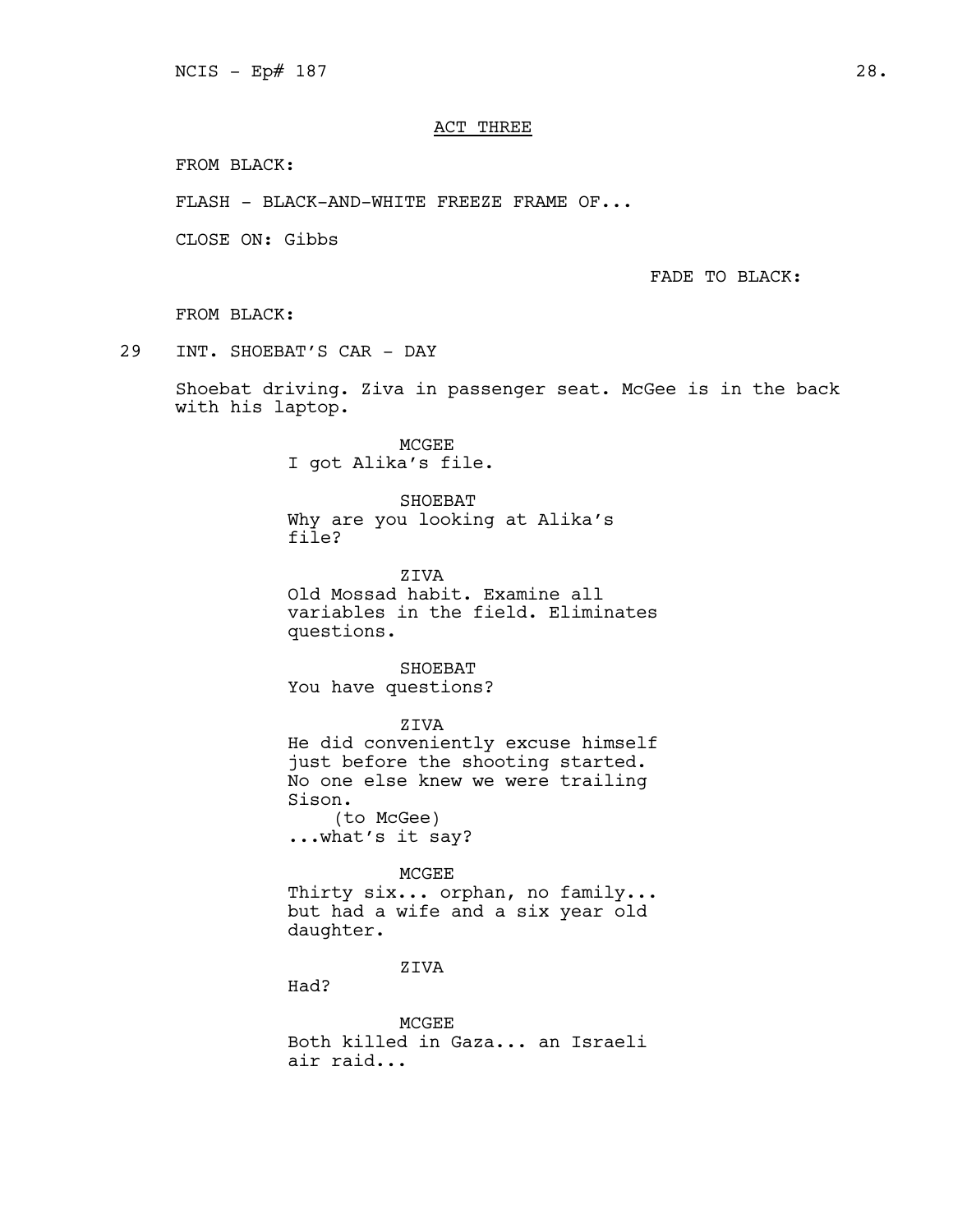ACT THREE

FROM BLACK:

FLASH - BLACK-AND-WHITE FREEZE FRAME OF...

CLOSE ON: Gibbs

FADE TO BLACK:

FROM BLACK:

29 INT. SHOEBAT'S CAR - DAY

Shoebat driving. Ziva in passenger seat. McGee is in the back with his laptop.

MCGEE
I got Alika's file.

SHOEBAT
Why are you looking at Alika's file?

ZIVA
Old Mossad habit. Examine all variables in the field. Eliminates questions.

SHOEBAT
You have questions?

ZIVA
He did conveniently excuse himself just before the shooting started. No one else knew we were trailing Sison.
(to McGee)
...what's it say?

MCGEE
Thirty six... orphan, no family... but had a wife and a six year old daughter.

ZIVA
Had?

MCGEE
Both killed in Gaza... an Israeli air raid...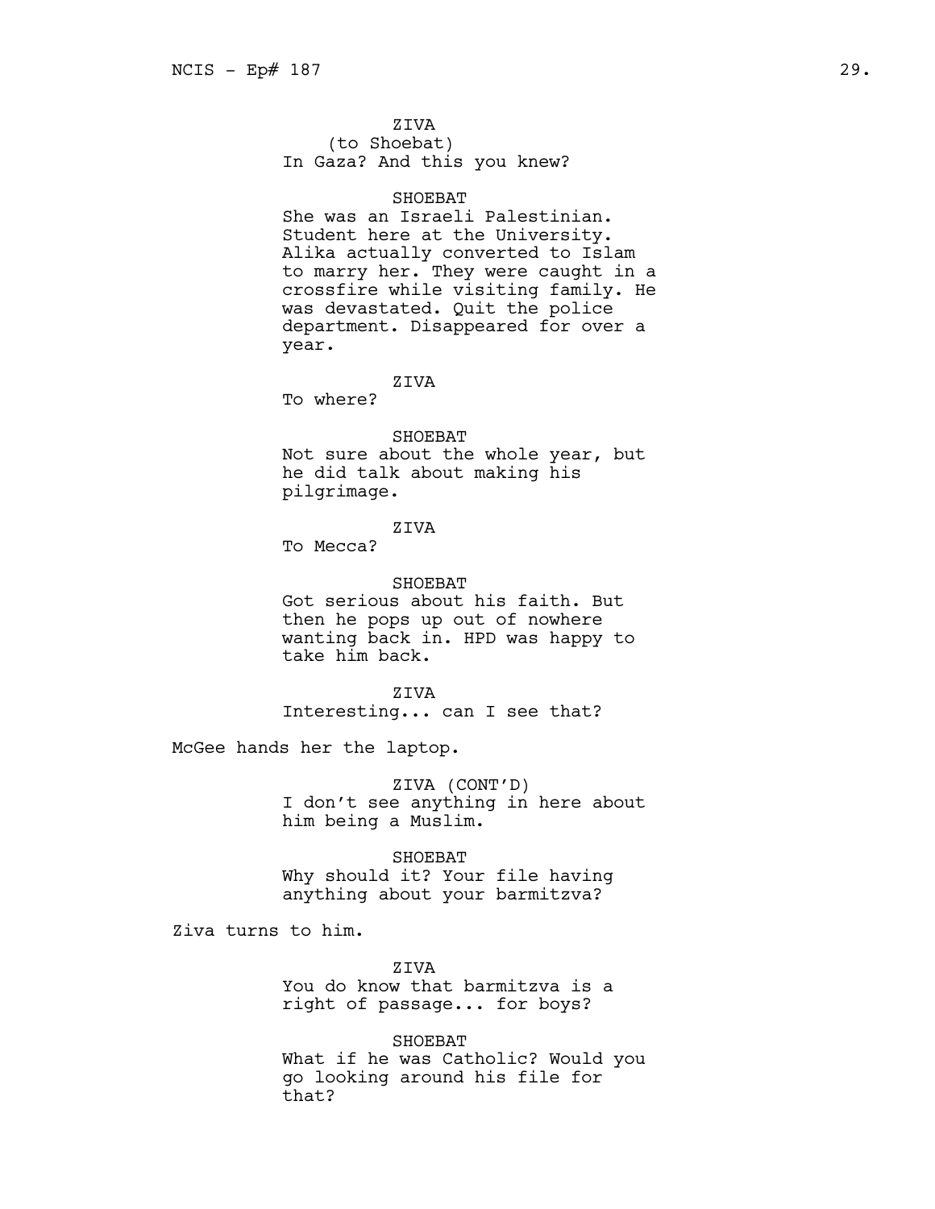ZIVA
(to Shoebat)
In Gaza? And this you knew?

SHOEBAT
She was an Israeli Palestinian. Student here at the University. Alika actually converted to Islam to marry her. They were caught in a crossfire while visiting family. He was devastated. Quit the police department. Disappeared for over a year.

ZIVA
To where?

SHOEBAT
Not sure about the whole year, but he did talk about making his pilgrimage.

ZIVA
To Mecca?

SHOEBAT
Got serious about his faith. But then he pops up out of nowhere wanting back in. HPD was happy to take him back.

ZIVA
Interesting... can I see that?

McGee hands her the laptop.

ZIVA (CONT'D)
I don't see anything in here about him being a Muslim.

SHOEBAT
Why should it? Your file having anything about your barmitzva?

Ziva turns to him.

ZIVA
You do know that barmitzva is a right of passage... for boys?

SHOEBAT
What if he was Catholic? Would you go looking around his file for that?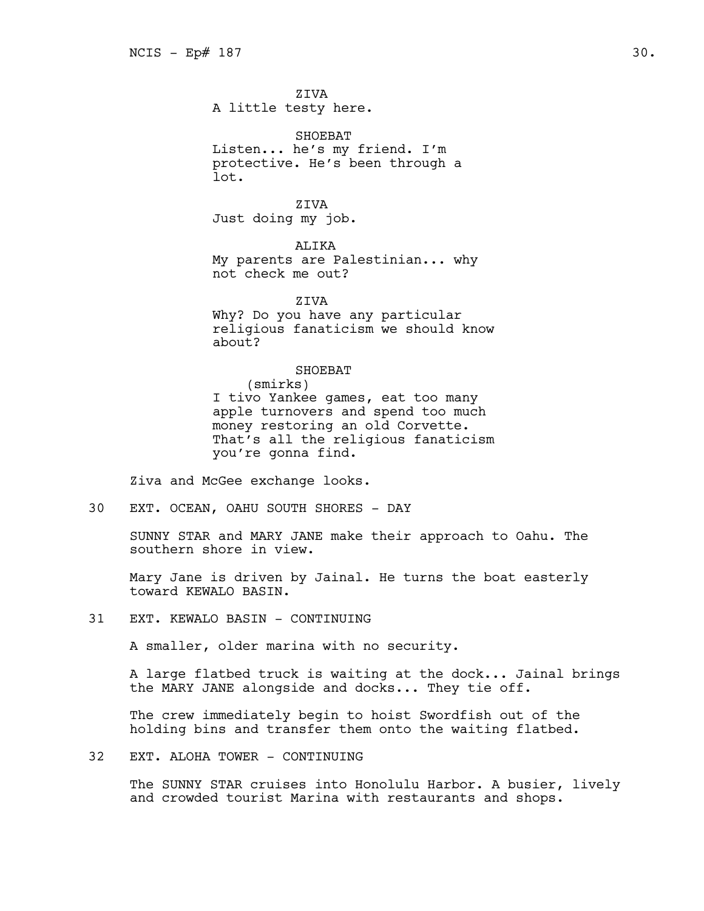ZIVA
A little testy here.

SHOEBAT
Listen... he's my friend. I'm protective. He's been through a lot.

ZIVA
Just doing my job.

ALIKA
My parents are Palestinian... why not check me out?

ZIVA
Why? Do you have any particular religious fanaticism we should know about?

SHOEBAT
(smirks)
I tivo Yankee games, eat too many apple turnovers and spend too much money restoring an old Corvette. That's all the religious fanaticism you're gonna find.

Ziva and McGee exchange looks.

30 EXT. OCEAN, OAHU SOUTH SHORES - DAY

SUNNY STAR and MARY JANE make their approach to Oahu. The southern shore in view.

Mary Jane is driven by Jainal. He turns the boat easterly toward KEWALO BASIN.

31 EXT. KEWALO BASIN - CONTINUING

A smaller, older marina with no security.

A large flatbed truck is waiting at the dock... Jainal brings the MARY JANE alongside and docks... They tie off.

The crew immediately begin to hoist Swordfish out of the holding bins and transfer them onto the waiting flatbed.

32 EXT. ALOHA TOWER - CONTINUING

The SUNNY STAR cruises into Honolulu Harbor. A busier, lively and crowded tourist Marina with restaurants and shops.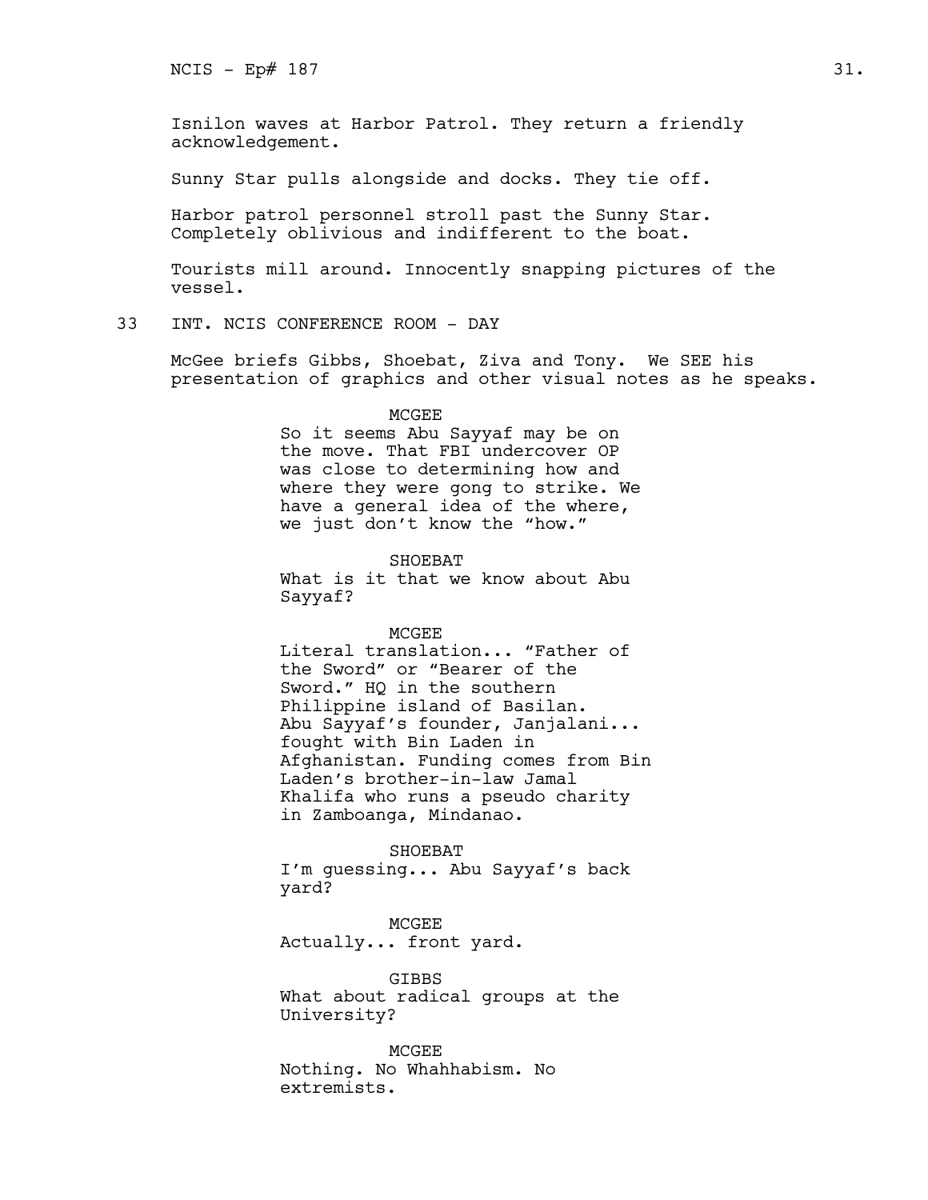Isnilon waves at Harbor Patrol. They return a friendly acknowledgement.

Sunny Star pulls alongside and docks. They tie off.

Harbor patrol personnel stroll past the Sunny Star. Completely oblivious and indifferent to the boat.

Tourists mill around. Innocently snapping pictures of the vessel.

33 INT. NCIS CONFERENCE ROOM - DAY

McGee briefs Gibbs, Shoebat, Ziva and Tony. We SEE his presentation of graphics and other visual notes as he speaks.

MCGEE
So it seems Abu Sayyaf may be on the move. That FBI undercover OP was close to determining how and where they were gong to strike. We have a general idea of the where, we just don't know the "how."

SHOEBAT
What is it that we know about Abu Sayyaf?

MCGEE
Literal translation... "Father of the Sword" or "Bearer of the Sword." HQ in the southern Philippine island of Basilan. Abu Sayyaf's founder, Janjalani... fought with Bin Laden in Afghanistan. Funding comes from Bin Laden's brother-in-law Jamal Khalifa who runs a pseudo charity in Zamboanga, Mindanao.

SHOEBAT
I'm guessing... Abu Sayyaf's back yard?

MCGEE
Actually... front yard.

GIBBS
What about radical groups at the University?

MCGEE
Nothing. No Whahhabism. No extremists.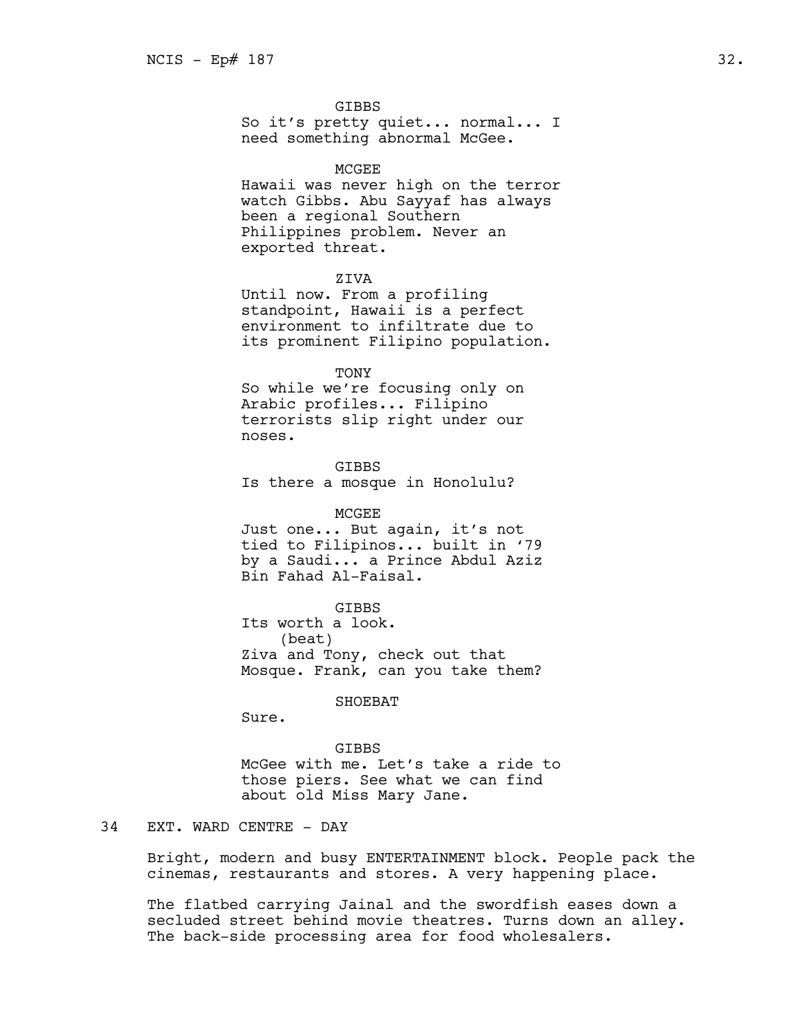GIBBS
So it's pretty quiet... normal... I need something abnormal McGee.

MCGEE
Hawaii was never high on the terror watch Gibbs. Abu Sayyaf has always been a regional Southern Philippines problem. Never an exported threat.

ZIVA
Until now. From a profiling standpoint, Hawaii is a perfect environment to infiltrate due to its prominent Filipino population.

TONY
So while we're focusing only on Arabic profiles... Filipino terrorists slip right under our noses.

GIBBS
Is there a mosque in Honolulu?

MCGEE
Just one... But again, it's not tied to Filipinos... built in '79 by a Saudi... a Prince Abdul Aziz Bin Fahad Al-Faisal.

GIBBS
Its worth a look.
(beat)
Ziva and Tony, check out that Mosque. Frank, can you take them?

SHOEBAT
Sure.

GIBBS
McGee with me. Let's take a ride to those piers. See what we can find about old Miss Mary Jane.

34 EXT. WARD CENTRE - DAY

Bright, modern and busy ENTERTAINMENT block. People pack the cinemas, restaurants and stores. A very happening place.

The flatbed carrying Jainal and the swordfish eases down a secluded street behind movie theatres. Turns down an alley. The back-side processing area for food wholesalers.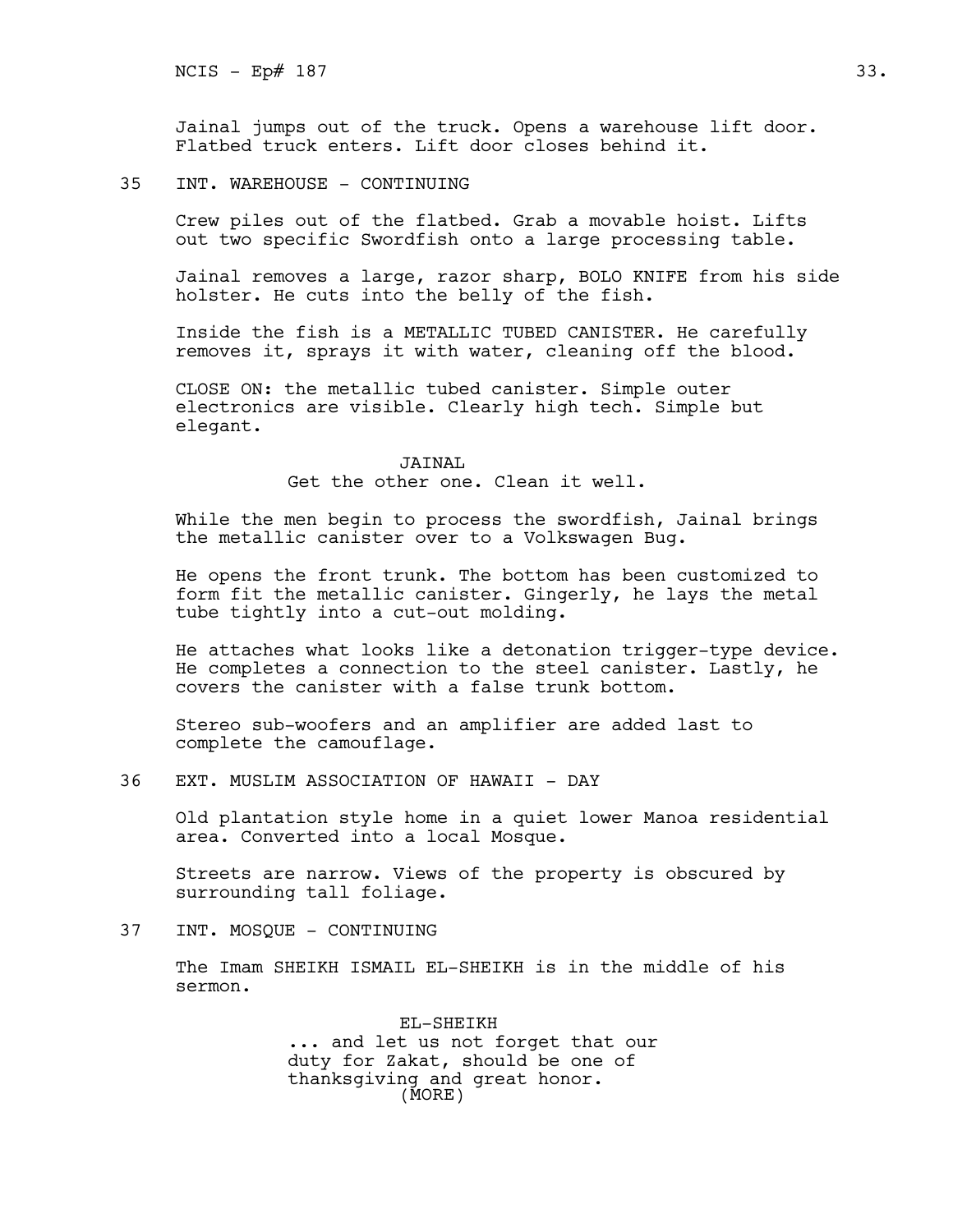Jainal jumps out of the truck. Opens a warehouse lift door. Flatbed truck enters. Lift door closes behind it.

35 INT. WAREHOUSE - CONTINUING

Crew piles out of the flatbed. Grab a movable hoist. Lifts out two specific Swordfish onto a large processing table.

Jainal removes a large, razor sharp, BOLO KNIFE from his side holster. He cuts into the belly of the fish.

Inside the fish is a METALLIC TUBED CANISTER. He carefully removes it, sprays it with water, cleaning off the blood.

CLOSE ON: the metallic tubed canister. Simple outer electronics are visible. Clearly high tech. Simple but elegant.

JAINAL
Get the other one. Clean it well.

While the men begin to process the swordfish, Jainal brings the metallic canister over to a Volkswagen Bug.

He opens the front trunk. The bottom has been customized to form fit the metallic canister. Gingerly, he lays the metal tube tightly into a cut-out molding.

He attaches what looks like a detonation trigger-type device. He completes a connection to the steel canister. Lastly, he covers the canister with a false trunk bottom.

Stereo sub-woofers and an amplifier are added last to complete the camouflage.

36 EXT. MUSLIM ASSOCIATION OF HAWAII - DAY

Old plantation style home in a quiet lower Manoa residential area. Converted into a local Mosque.

Streets are narrow. Views of the property is obscured by surrounding tall foliage.

37 INT. MOSQUE - CONTINUING

The Imam SHEIKH ISMAIL EL-SHEIKH is in the middle of his sermon.

EL-SHEIKH
... and let us not forget that our duty for Zakat, should be one of thanksgiving and great honor.
(MORE)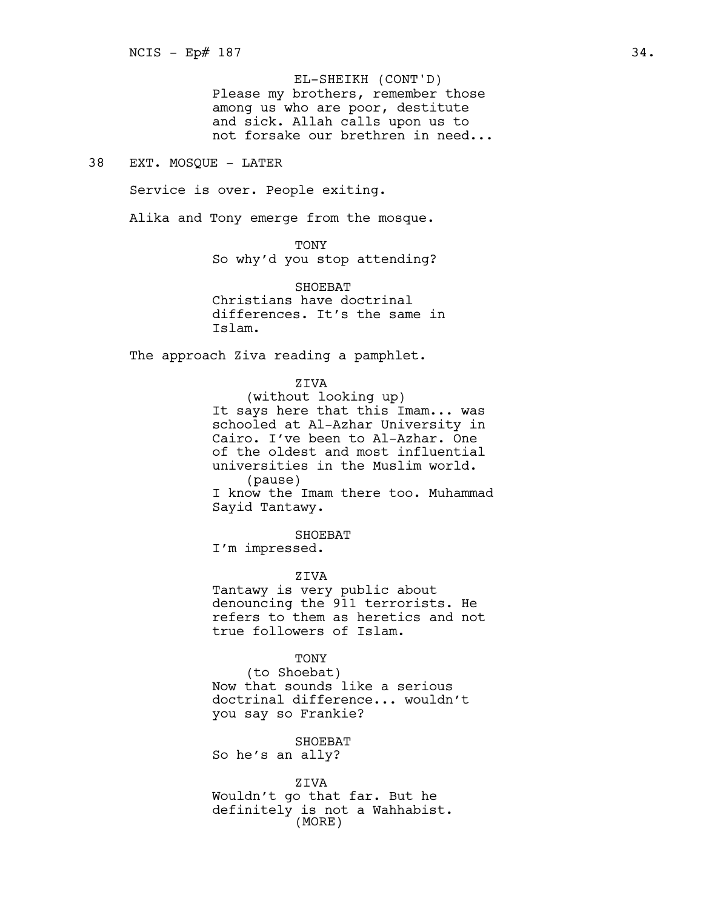EL-SHEIKH (CONT'D)
Please my brothers, remember those among us who are poor, destitute and sick. Allah calls upon us to not forsake our brethren in need...

38 EXT. MOSQUE - LATER

Service is over. People exiting.

Alika and Tony emerge from the mosque.

TONY
So why'd you stop attending?

SHOEBAT
Christians have doctrinal differences. It's the same in Islam.

The approach Ziva reading a pamphlet.

ZIVA
(without looking up)
It says here that this Imam... was schooled at Al-Azhar University in Cairo. I've been to Al-Azhar. One of the oldest and most influential universities in the Muslim world.
(pause)
I know the Imam there too. Muhammad Sayid Tantawy.

SHOEBAT
I'm impressed.

ZIVA
Tantawy is very public about denouncing the 911 terrorists. He refers to them as heretics and not true followers of Islam.

TONY
(to Shoebat)
Now that sounds like a serious doctrinal difference... wouldn't you say so Frankie?

SHOEBAT
So he's an ally?

ZIVA
Wouldn't go that far. But he definitely is not a Wahhabist.
(MORE)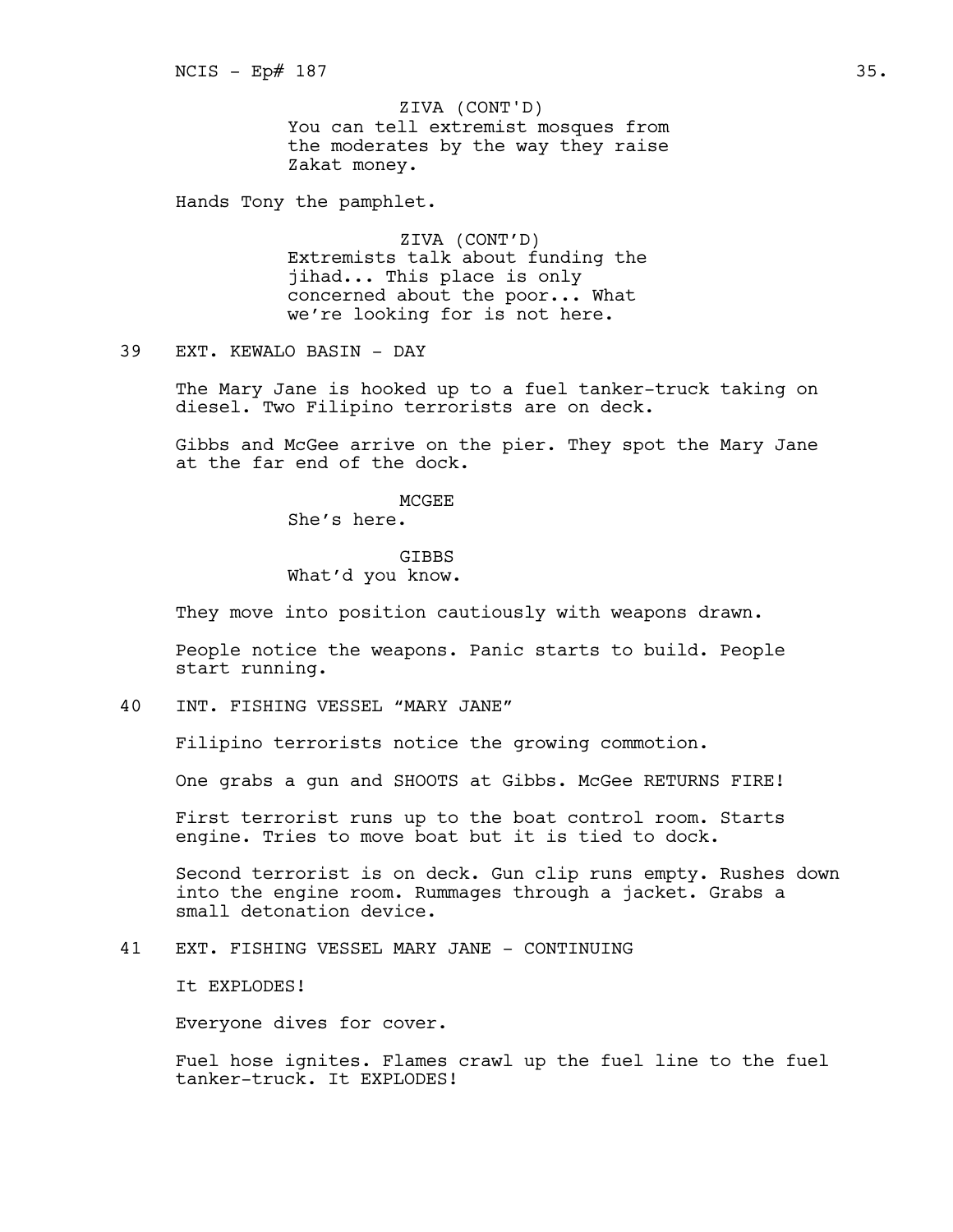ZIVA (CONT'D)
You can tell extremist mosques from the moderates by the way they raise Zakat money.

Hands Tony the pamphlet.

ZIVA (CONT'D)
Extremists talk about funding the jihad... This place is only concerned about the poor... What we're looking for is not here.

39 EXT. KEWALO BASIN - DAY

The Mary Jane is hooked up to a fuel tanker-truck taking on diesel. Two Filipino terrorists are on deck.

Gibbs and McGee arrive on the pier. They spot the Mary Jane at the far end of the dock.

MCGEE
She's here.

GIBBS
What'd you know.

They move into position cautiously with weapons drawn.

People notice the weapons. Panic starts to build. People start running.

40 INT. FISHING VESSEL "MARY JANE"

Filipino terrorists notice the growing commotion.

One grabs a gun and SHOOTS at Gibbs. McGee RETURNS FIRE!

First terrorist runs up to the boat control room. Starts engine. Tries to move boat but it is tied to dock.

Second terrorist is on deck. Gun clip runs empty. Rushes down into the engine room. Rummages through a jacket. Grabs a small detonation device.

41 EXT. FISHING VESSEL MARY JANE - CONTINUING

It EXPLODES!

Everyone dives for cover.

Fuel hose ignites. Flames crawl up the fuel line to the fuel tanker-truck. It EXPLODES!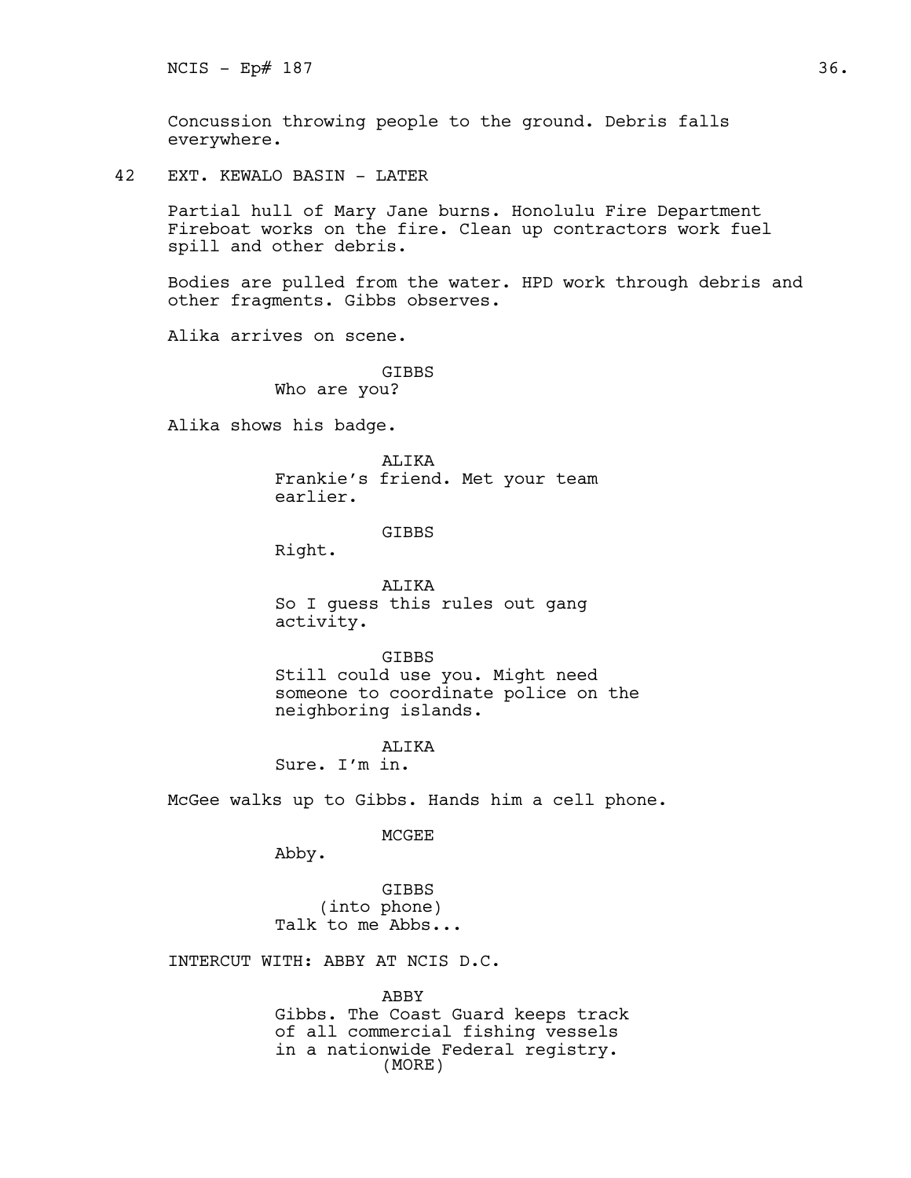Concussion throwing people to the ground. Debris falls everywhere.

42 EXT. KEWALO BASIN - LATER

Partial hull of Mary Jane burns. Honolulu Fire Department Fireboat works on the fire. Clean up contractors work fuel spill and other debris.

Bodies are pulled from the water. HPD work through debris and other fragments. Gibbs observes.

Alika arrives on scene.

GIBBS
Who are you?

Alika shows his badge.

ALIKA
Frankie's friend. Met your team earlier.

GIBBS
Right.

ALIKA
So I guess this rules out gang activity.

GIBBS
Still could use you. Might need someone to coordinate police on the neighboring islands.

ALIKA
Sure. I'm in.

McGee walks up to Gibbs. Hands him a cell phone.

MCGEE
Abby.

GIBBS
(into phone)
Talk to me Abbs...

INTERCUT WITH: ABBY AT NCIS D.C.

ABBY
Gibbs. The Coast Guard keeps track of all commercial fishing vessels in a nationwide Federal registry.
(MORE)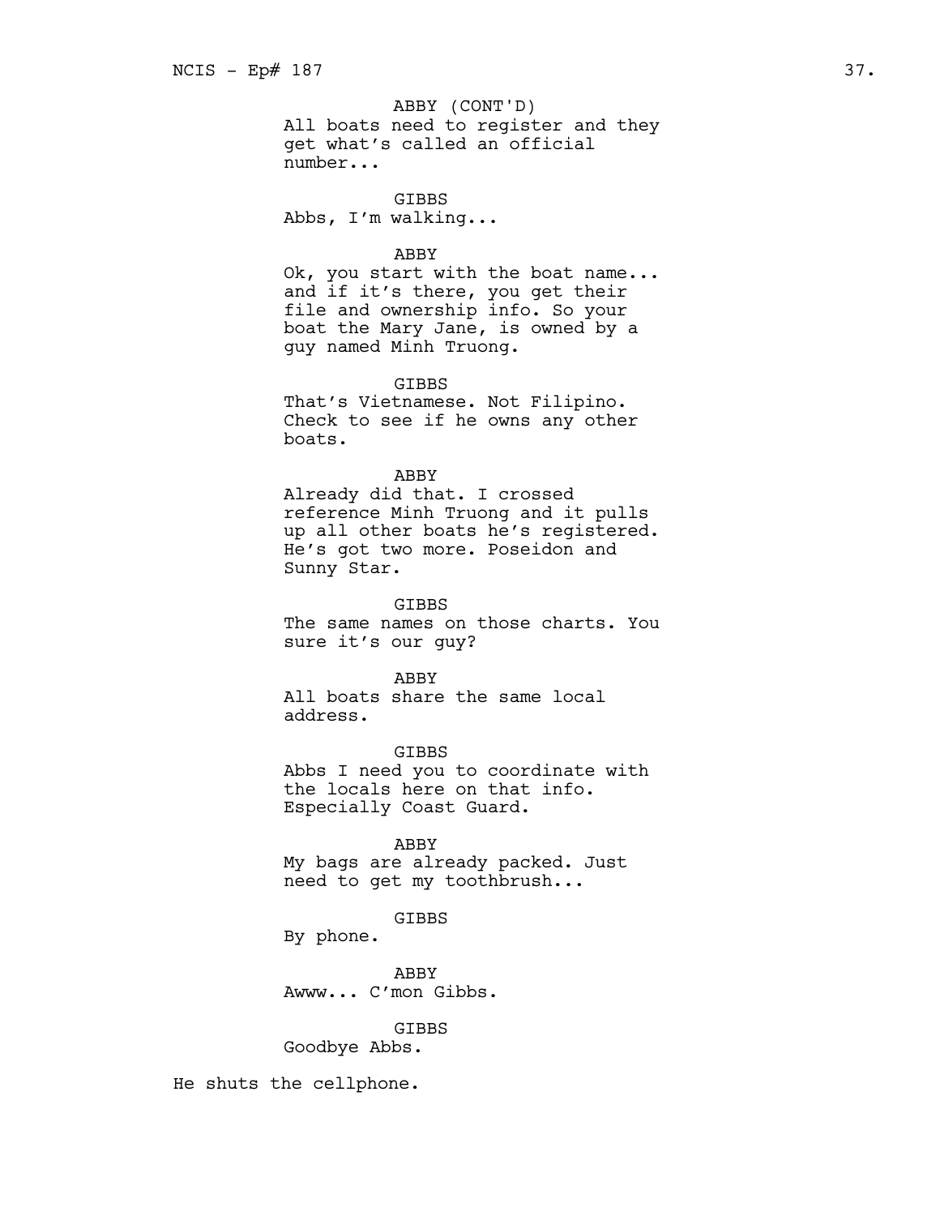ABBY (CONT'D)
All boats need to register and they get what's called an official number...

GIBBS
Abbs, I'm walking...

ABBY
Ok, you start with the boat name... and if it's there, you get their file and ownership info. So your boat the Mary Jane, is owned by a guy named Minh Truong.

GIBBS
That's Vietnamese. Not Filipino. Check to see if he owns any other boats.

ABBY
Already did that. I crossed reference Minh Truong and it pulls up all other boats he's registered. He's got two more. Poseidon and Sunny Star.

GIBBS
The same names on those charts. You sure it's our guy?

ABBY
All boats share the same local address.

GIBBS
Abbs I need you to coordinate with the locals here on that info. Especially Coast Guard.

ABBY
My bags are already packed. Just need to get my toothbrush...

GIBBS
By phone.

ABBY
Awww... C'mon Gibbs.

GIBBS
Goodbye Abbs.

He shuts the cellphone.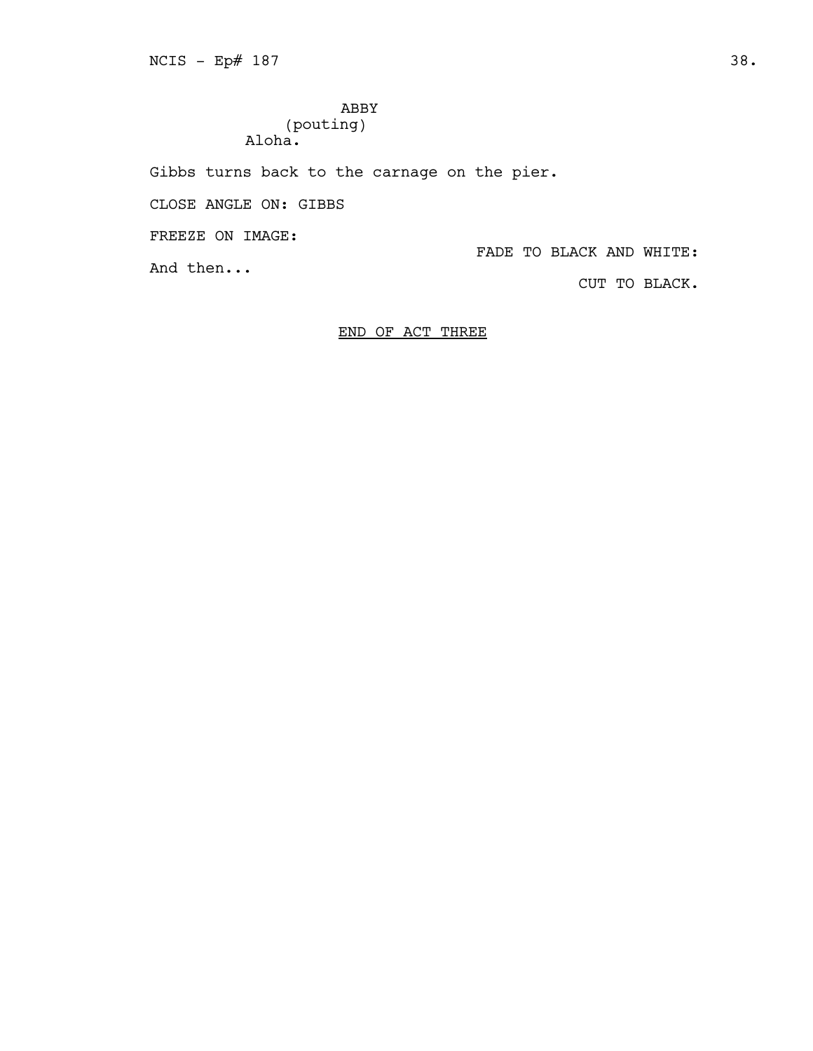ABBY
(pouting)
Aloha.

Gibbs turns back to the carnage on the pier.

CLOSE ANGLE ON: GIBBS

FREEZE ON IMAGE:

FADE TO BLACK AND WHITE:

And then...

CUT TO BLACK.

END OF ACT THREE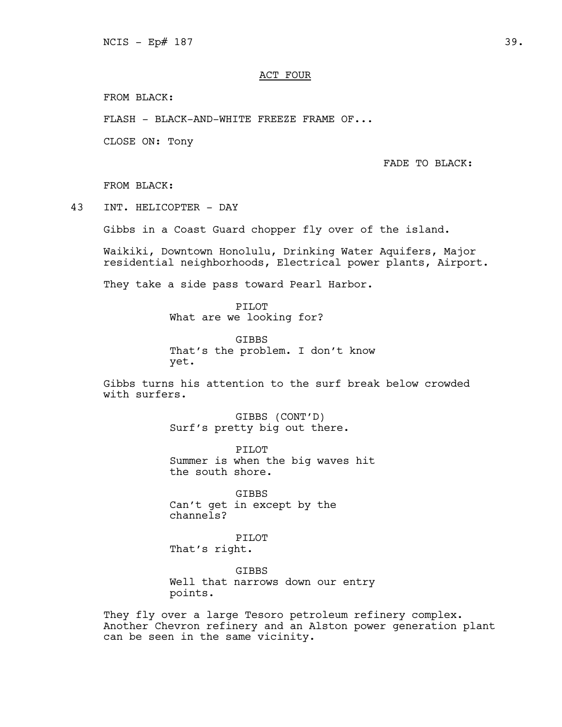## ACT FOUR

FROM BLACK:

FLASH - BLACK-AND-WHITE FREEZE FRAME OF...

CLOSE ON: Tony

FADE TO BLACK:

FROM BLACK:

43 INT. HELICOPTER - DAY

Gibbs in a Coast Guard chopper fly over of the island.

Waikiki, Downtown Honolulu, Drinking Water Aquifers, Major residential neighborhoods, Electrical power plants, Airport.

They take a side pass toward Pearl Harbor.

PILOT
What are we looking for?

GIBBS
That's the problem. I don't know yet.

Gibbs turns his attention to the surf break below crowded with surfers.

GIBBS (CONT'D)
Surf's pretty big out there.

PILOT
Summer is when the big waves hit the south shore.

GIBBS
Can't get in except by the channels?

PILOT
That's right.

GIBBS
Well that narrows down our entry points.

They fly over a large Tesoro petroleum refinery complex. Another Chevron refinery and an Alston power generation plant can be seen in the same vicinity.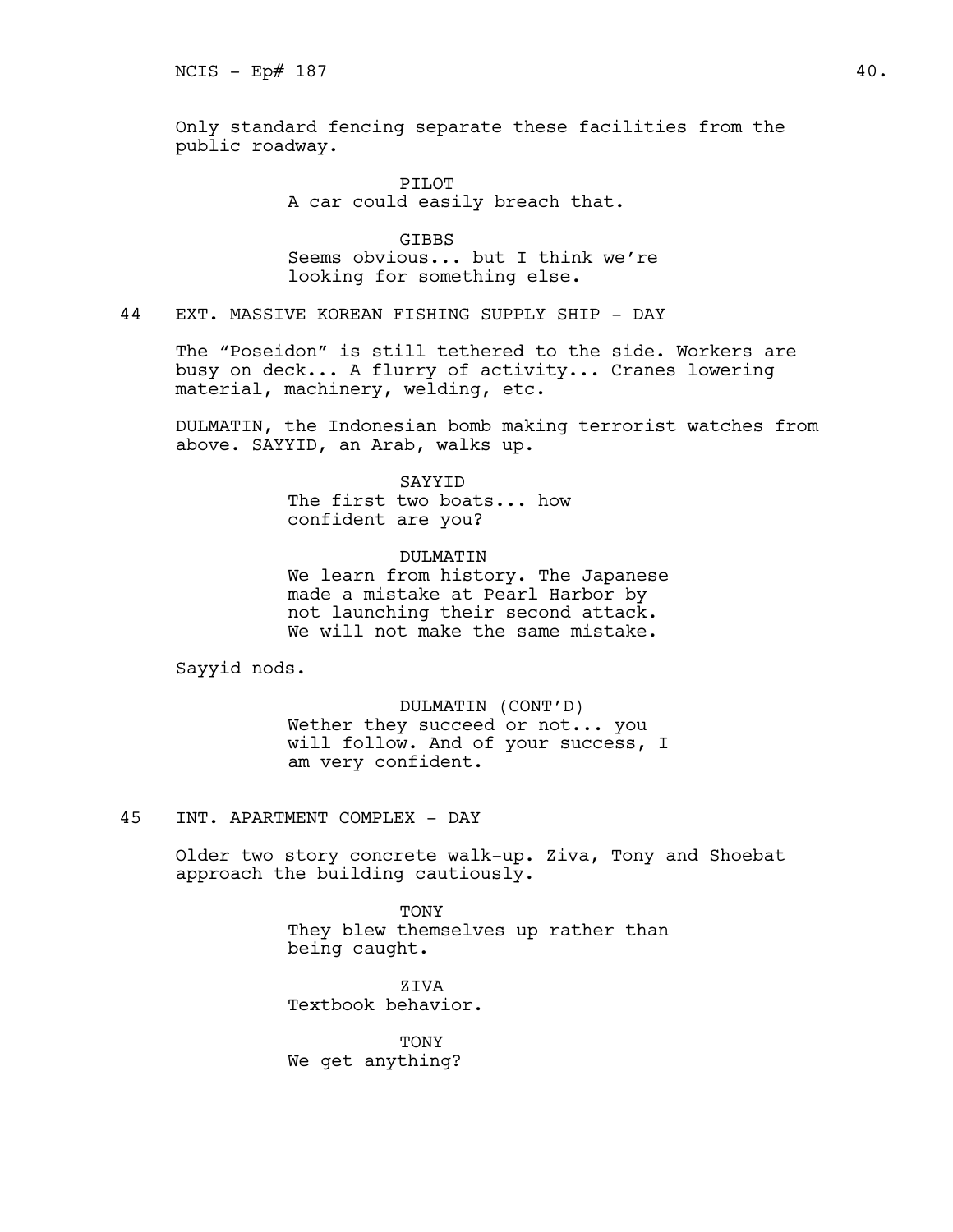Only standard fencing separate these facilities from the public roadway.

PILOT
A car could easily breach that.

GIBBS
Seems obvious... but I think we're looking for something else.

44 EXT. MASSIVE KOREAN FISHING SUPPLY SHIP - DAY

The "Poseidon" is still tethered to the side. Workers are busy on deck... A flurry of activity... Cranes lowering material, machinery, welding, etc.

DULMATIN, the Indonesian bomb making terrorist watches from above. SAYYID, an Arab, walks up.

SAYYID
The first two boats... how confident are you?

DULMATIN
We learn from history. The Japanese made a mistake at Pearl Harbor by not launching their second attack. We will not make the same mistake.

Sayyid nods.

DULMATIN (CONT'D)
Wether they succeed or not... you will follow. And of your success, I am very confident.

45 INT. APARTMENT COMPLEX - DAY

Older two story concrete walk-up. Ziva, Tony and Shoebat approach the building cautiously.

TONY
They blew themselves up rather than being caught.

ZIVA
Textbook behavior.

TONY
We get anything?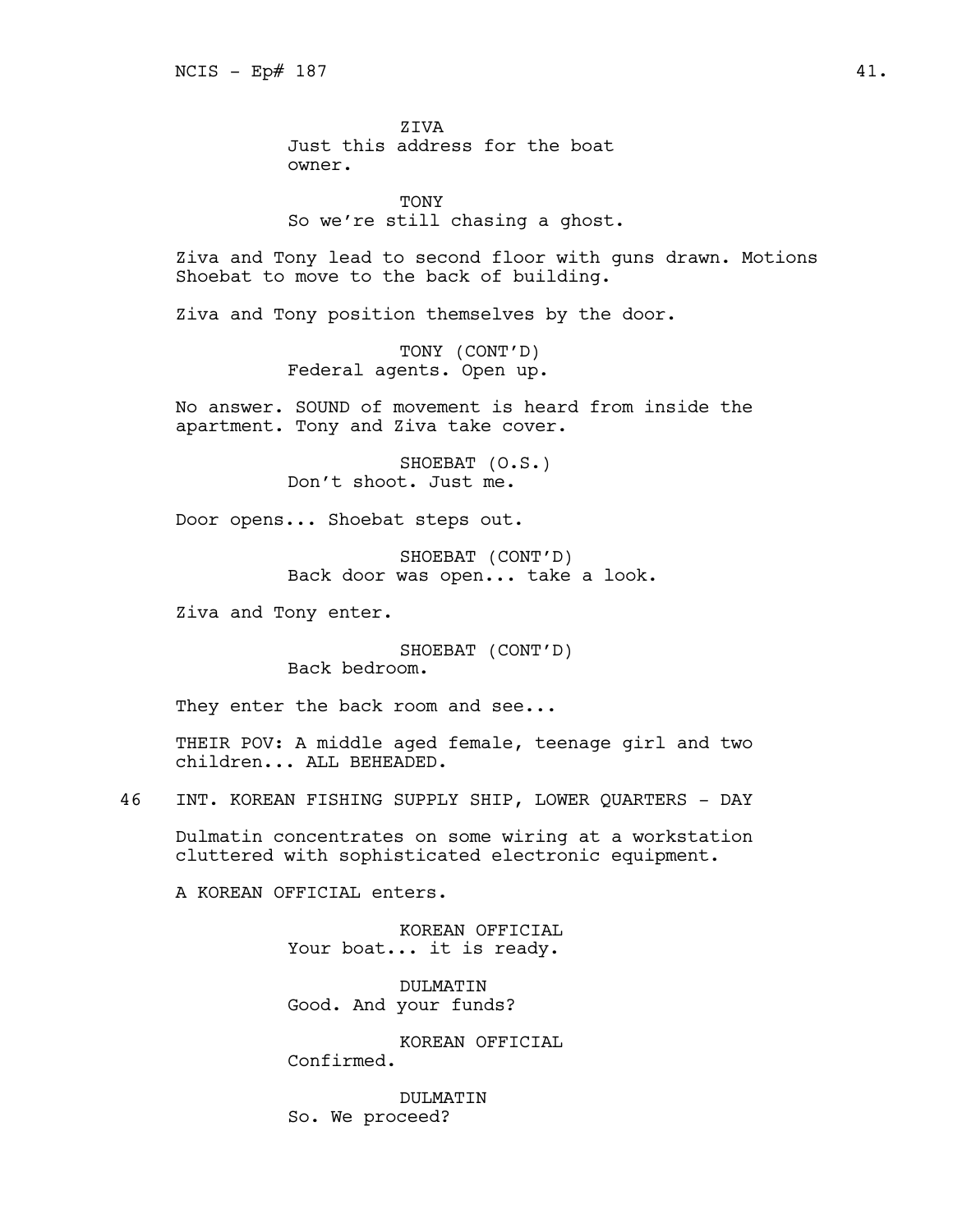ZIVA
Just this address for the boat owner.

TONY
So we're still chasing a ghost.

Ziva and Tony lead to second floor with guns drawn. Motions Shoebat to move to the back of building.

Ziva and Tony position themselves by the door.

TONY (CONT'D)
Federal agents. Open up.

No answer. SOUND of movement is heard from inside the apartment. Tony and Ziva take cover.

SHOEBAT (O.S.)
Don't shoot. Just me.

Door opens... Shoebat steps out.

SHOEBAT (CONT'D)
Back door was open... take a look.

Ziva and Tony enter.

SHOEBAT (CONT'D)
Back bedroom.

They enter the back room and see...

THEIR POV: A middle aged female, teenage girl and two children... ALL BEHEADED.

46 INT. KOREAN FISHING SUPPLY SHIP, LOWER QUARTERS - DAY

Dulmatin concentrates on some wiring at a workstation cluttered with sophisticated electronic equipment.

A KOREAN OFFICIAL enters.

KOREAN OFFICIAL
Your boat... it is ready.

DULMATIN
Good. And your funds?

KOREAN OFFICIAL
Confirmed.

DULMATIN
So. We proceed?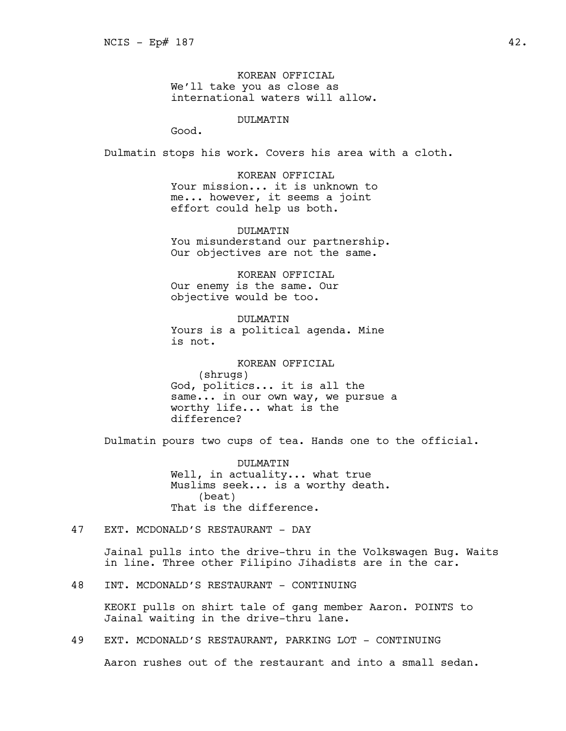KOREAN OFFICIAL
We'll take you as close as international waters will allow.

DULMATIN
Good.

Dulmatin stops his work. Covers his area with a cloth.

KOREAN OFFICIAL
Your mission... it is unknown to me... however, it seems a joint effort could help us both.

DULMATIN
You misunderstand our partnership. Our objectives are not the same.

KOREAN OFFICIAL
Our enemy is the same. Our objective would be too.

DULMATIN
Yours is a political agenda. Mine is not.

KOREAN OFFICIAL
(shrugs)
God, politics... it is all the same... in our own way, we pursue a worthy life... what is the difference?

Dulmatin pours two cups of tea. Hands one to the official.

DULMATIN
Well, in actuality... what true Muslims seek... is a worthy death.
(beat)
That is the difference.

47 EXT. MCDONALD'S RESTAURANT - DAY

Jainal pulls into the drive-thru in the Volkswagen Bug. Waits in line. Three other Filipino Jihadists are in the car.

48 INT. MCDONALD'S RESTAURANT - CONTINUING

KEOKI pulls on shirt tale of gang member Aaron. POINTS to Jainal waiting in the drive-thru lane.

49 EXT. MCDONALD'S RESTAURANT, PARKING LOT - CONTINUING

Aaron rushes out of the restaurant and into a small sedan.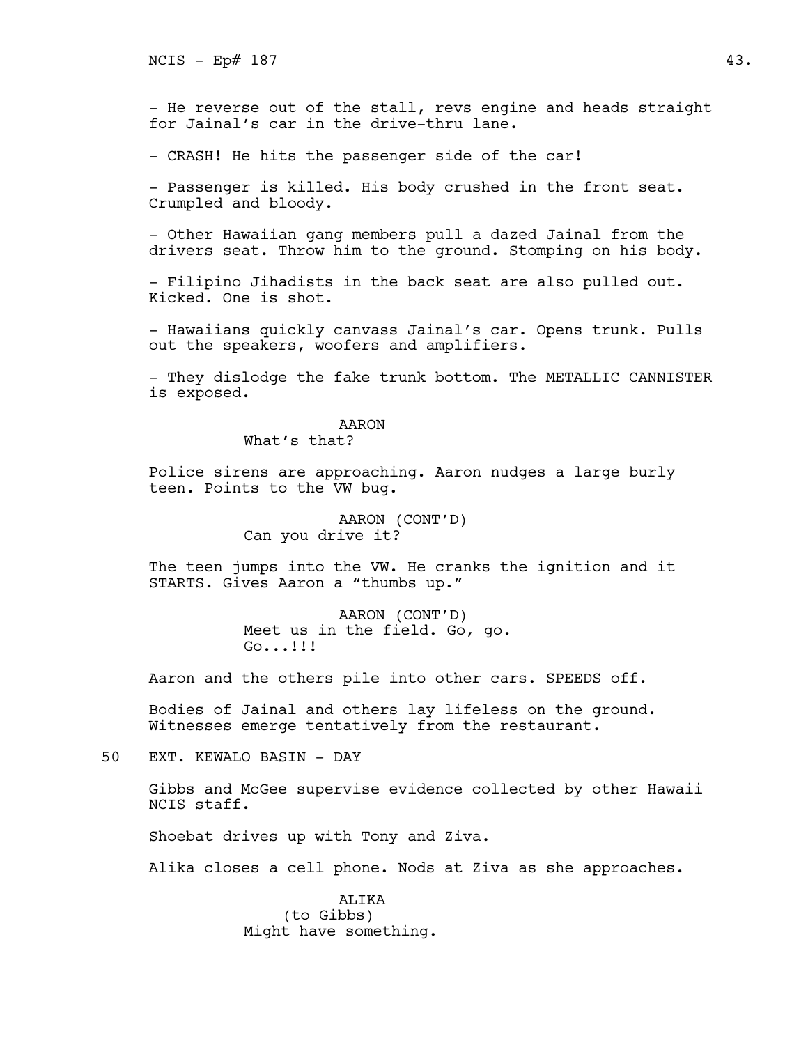- He reverse out of the stall, revs engine and heads straight for Jainal's car in the drive-thru lane.

- CRASH! He hits the passenger side of the car!

- Passenger is killed. His body crushed in the front seat. Crumpled and bloody.

- Other Hawaiian gang members pull a dazed Jainal from the drivers seat. Throw him to the ground. Stomping on his body.

- Filipino Jihadists in the back seat are also pulled out. Kicked. One is shot.

- Hawaiians quickly canvass Jainal's car. Opens trunk. Pulls out the speakers, woofers and amplifiers.

- They dislodge the fake trunk bottom. The METALLIC CANNISTER is exposed.

AARON
What's that?

Police sirens are approaching. Aaron nudges a large burly teen. Points to the VW bug.

AARON (CONT'D)
Can you drive it?

The teen jumps into the VW. He cranks the ignition and it STARTS. Gives Aaron a "thumbs up."

AARON (CONT'D)
Meet us in the field. Go, go. Go...!!!

Aaron and the others pile into other cars. SPEEDS off.

Bodies of Jainal and others lay lifeless on the ground. Witnesses emerge tentatively from the restaurant.

50 EXT. KEWALO BASIN - DAY

Gibbs and McGee supervise evidence collected by other Hawaii NCIS staff.

Shoebat drives up with Tony and Ziva.

Alika closes a cell phone. Nods at Ziva as she approaches.

ALIKA
(to Gibbs)
Might have something.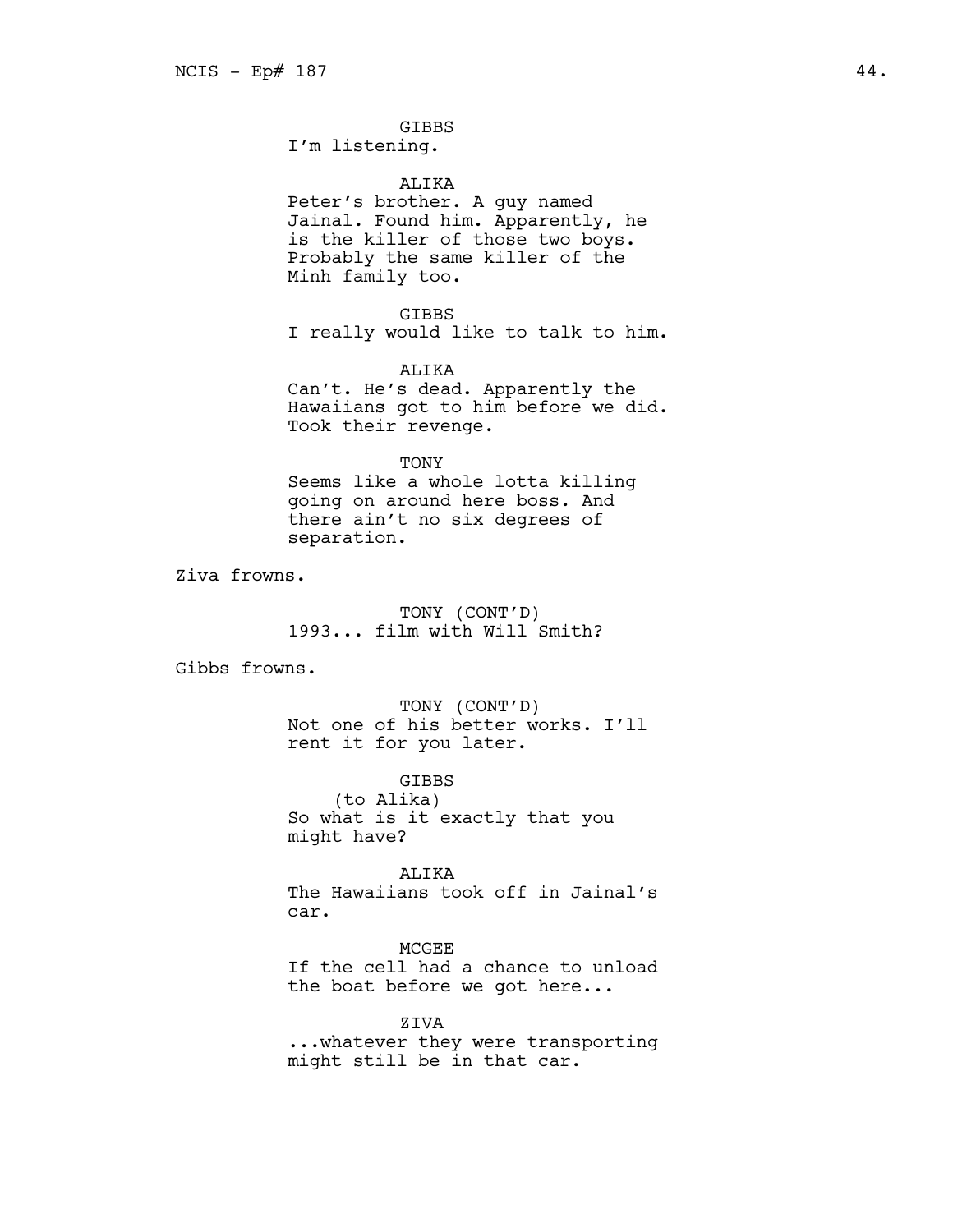GIBBS
I'm listening.

ALIKA
Peter's brother. A guy named Jainal. Found him. Apparently, he is the killer of those two boys. Probably the same killer of the Minh family too.

GIBBS
I really would like to talk to him.

ALIKA
Can't. He's dead. Apparently the Hawaiians got to him before we did. Took their revenge.

TONY
Seems like a whole lotta killing going on around here boss. And there ain't no six degrees of separation.

Ziva frowns.

TONY (CONT'D)
1993... film with Will Smith?

Gibbs frowns.

TONY (CONT'D)
Not one of his better works. I'll rent it for you later.

GIBBS
(to Alika)
So what is it exactly that you might have?

ALIKA
The Hawaiians took off in Jainal's car.

MCGEE
If the cell had a chance to unload the boat before we got here...

ZIVA
...whatever they were transporting might still be in that car.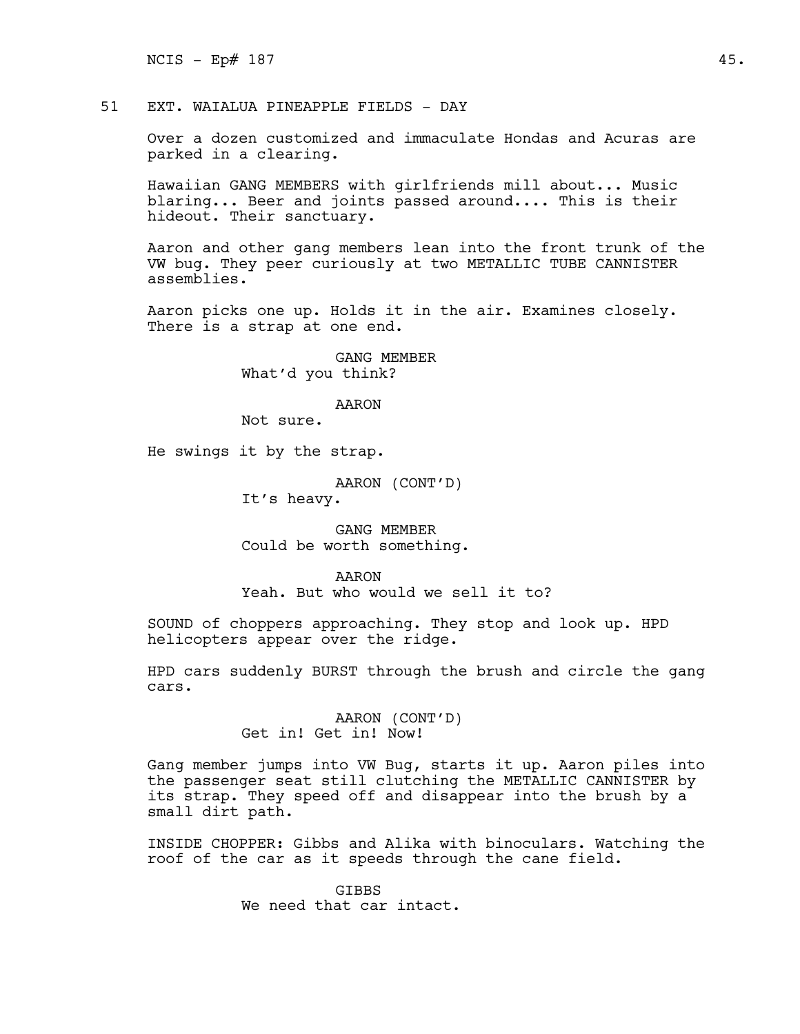51 EXT. WAIALUA PINEAPPLE FIELDS - DAY

Over a dozen customized and immaculate Hondas and Acuras are parked in a clearing.

Hawaiian GANG MEMBERS with girlfriends mill about... Music blaring... Beer and joints passed around.... This is their hideout. Their sanctuary.

Aaron and other gang members lean into the front trunk of the VW bug. They peer curiously at two METALLIC TUBE CANNISTER assemblies.

Aaron picks one up. Holds it in the air. Examines closely. There is a strap at one end.

GANG MEMBER
What'd you think?

AARON
Not sure.

He swings it by the strap.

AARON (CONT'D)
It's heavy.

GANG MEMBER
Could be worth something.

AARON
Yeah. But who would we sell it to?

SOUND of choppers approaching. They stop and look up. HPD helicopters appear over the ridge.

HPD cars suddenly BURST through the brush and circle the gang cars.

AARON (CONT'D)
Get in! Get in! Now!

Gang member jumps into VW Bug, starts it up. Aaron piles into the passenger seat still clutching the METALLIC CANNISTER by its strap. They speed off and disappear into the brush by a small dirt path.

INSIDE CHOPPER: Gibbs and Alika with binoculars. Watching the roof of the car as it speeds through the cane field.

GIBBS
We need that car intact.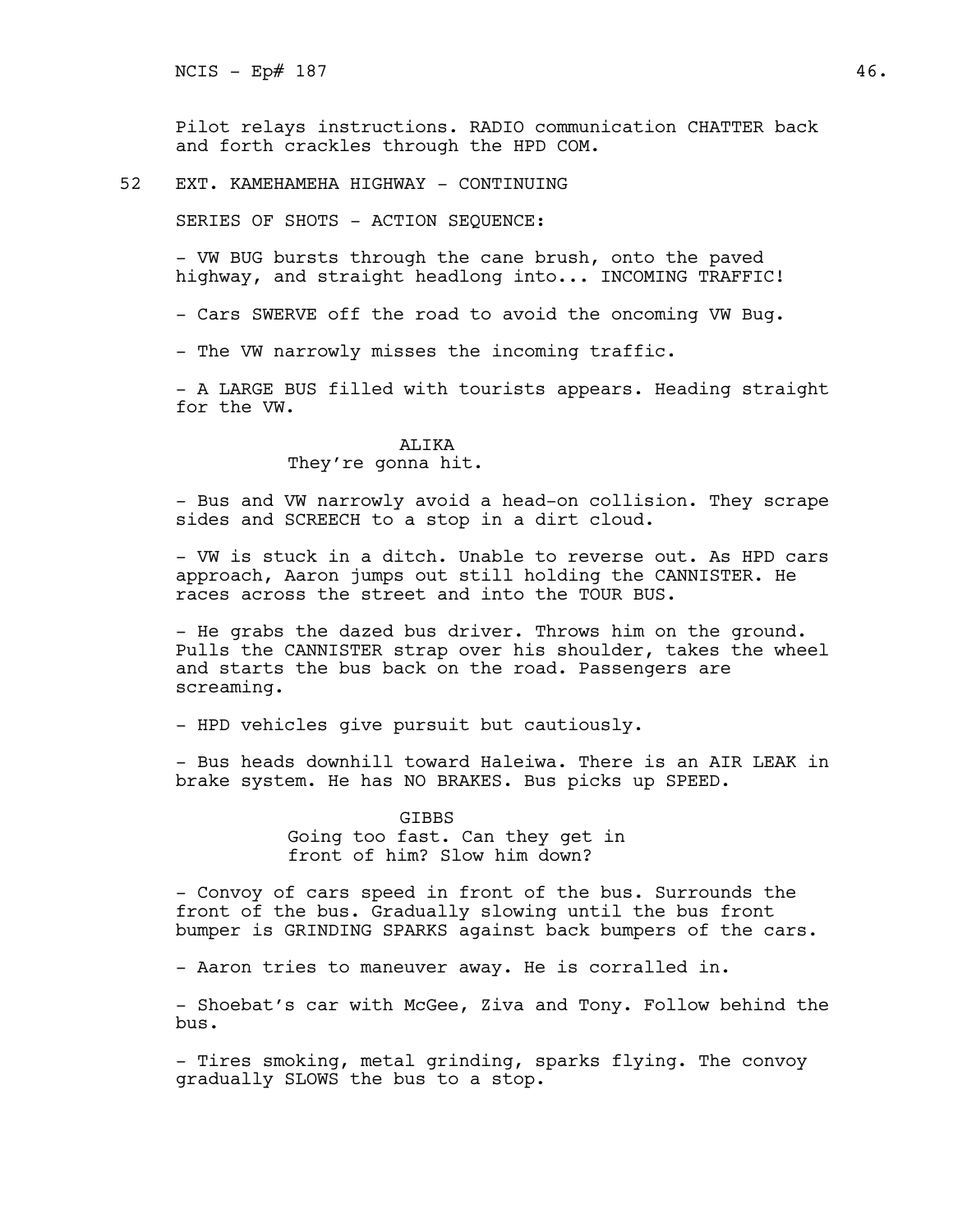Pilot relays instructions. RADIO communication CHATTER back and forth crackles through the HPD COM.

52 EXT. KAMEHAMEHA HIGHWAY - CONTINUING

SERIES OF SHOTS - ACTION SEQUENCE:

- VW BUG bursts through the cane brush, onto the paved highway, and straight headlong into... INCOMING TRAFFIC!

- Cars SWERVE off the road to avoid the oncoming VW Bug.

- The VW narrowly misses the incoming traffic.

- A LARGE BUS filled with tourists appears. Heading straight for the VW.

ALIKA
They're gonna hit.

- Bus and VW narrowly avoid a head-on collision. They scrape sides and SCREECH to a stop in a dirt cloud.

- VW is stuck in a ditch. Unable to reverse out. As HPD cars approach, Aaron jumps out still holding the CANNISTER. He races across the street and into the TOUR BUS.

- He grabs the dazed bus driver. Throws him on the ground. Pulls the CANNISTER strap over his shoulder, takes the wheel and starts the bus back on the road. Passengers are screaming.

- HPD vehicles give pursuit but cautiously.

- Bus heads downhill toward Haleiwa. There is an AIR LEAK in brake system. He has NO BRAKES. Bus picks up SPEED.

GIBBS
Going too fast. Can they get in front of him? Slow him down?

- Convoy of cars speed in front of the bus. Surrounds the front of the bus. Gradually slowing until the bus front bumper is GRINDING SPARKS against back bumpers of the cars.

- Aaron tries to maneuver away. He is corralled in.

- Shoebat's car with McGee, Ziva and Tony. Follow behind the bus.

- Tires smoking, metal grinding, sparks flying. The convoy gradually SLOWS the bus to a stop.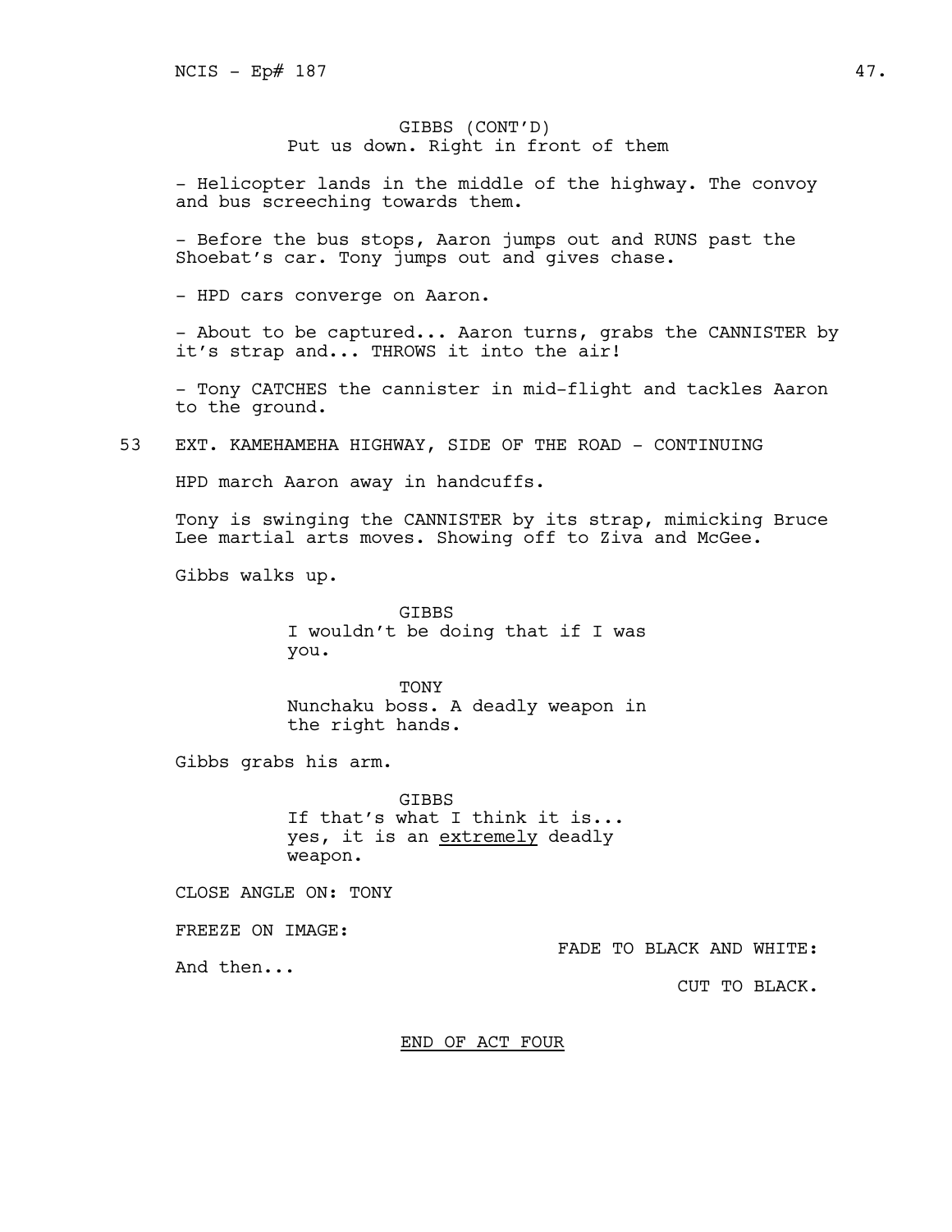GIBBS (CONT'D)
Put us down. Right in front of them

- Helicopter lands in the middle of the highway. The convoy and bus screeching towards them.

- Before the bus stops, Aaron jumps out and RUNS past the Shoebat's car. Tony jumps out and gives chase.

- HPD cars converge on Aaron.

- About to be captured... Aaron turns, grabs the CANNISTER by it's strap and... THROWS it into the air!

- Tony CATCHES the cannister in mid-flight and tackles Aaron to the ground.

53 EXT. KAMEHAMEHA HIGHWAY, SIDE OF THE ROAD - CONTINUING

HPD march Aaron away in handcuffs.

Tony is swinging the CANNISTER by its strap, mimicking Bruce Lee martial arts moves. Showing off to Ziva and McGee.

Gibbs walks up.

GIBBS
I wouldn't be doing that if I was you.

TONY
Nunchaku boss. A deadly weapon in the right hands.

Gibbs grabs his arm.

GIBBS
If that's what I think it is... yes, it is an extremely deadly weapon.

CLOSE ANGLE ON: TONY

FREEZE ON IMAGE:

FADE TO BLACK AND WHITE:

And then...

CUT TO BLACK.

END OF ACT FOUR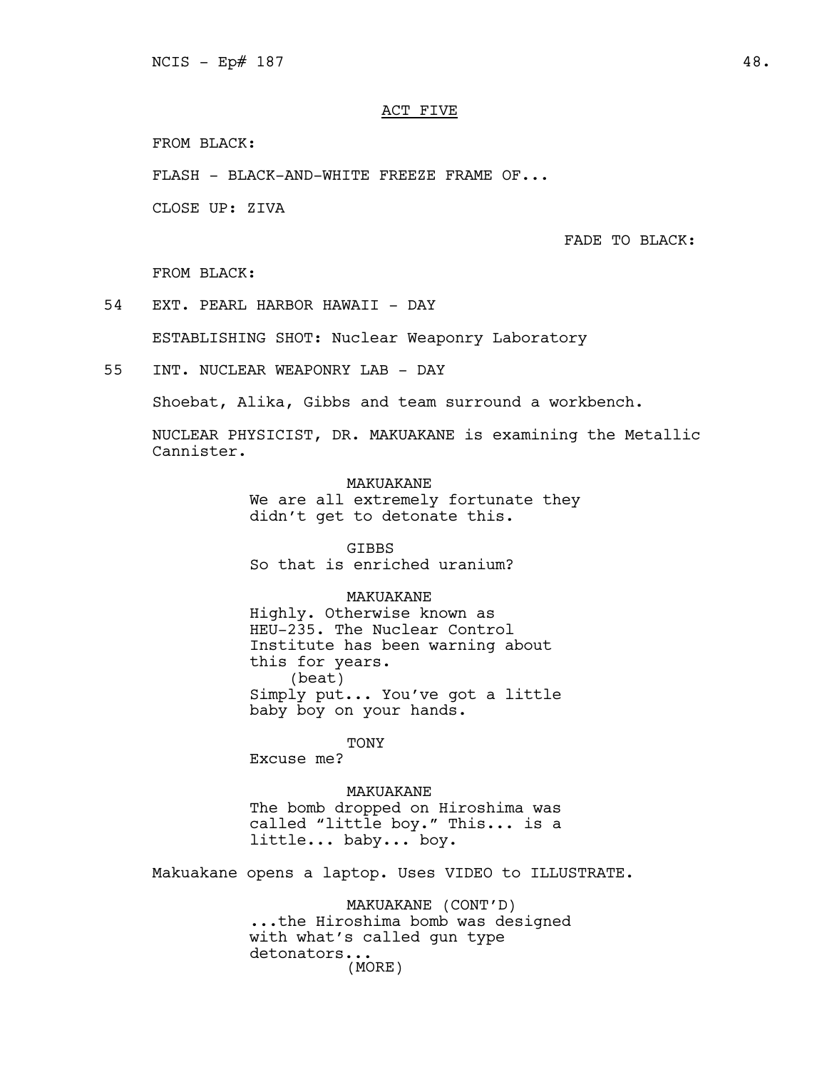## ACT FIVE

FROM BLACK:

FLASH - BLACK-AND-WHITE FREEZE FRAME OF...

CLOSE UP: ZIVA

FADE TO BLACK:

FROM BLACK:

54 EXT. PEARL HARBOR HAWAII - DAY

ESTABLISHING SHOT: Nuclear Weaponry Laboratory

55 INT. NUCLEAR WEAPONRY LAB - DAY

Shoebat, Alika, Gibbs and team surround a workbench.

NUCLEAR PHYSICIST, DR. MAKUAKANE is examining the Metallic Cannister.

MAKUAKANE
We are all extremely fortunate they didn't get to detonate this.

GIBBS
So that is enriched uranium?

MAKUAKANE
Highly. Otherwise known as HEU-235. The Nuclear Control Institute has been warning about this for years.
(beat)
Simply put... You've got a little baby boy on your hands.

TONY
Excuse me?

MAKUAKANE
The bomb dropped on Hiroshima was called "little boy." This... is a little... baby... boy.

Makuakane opens a laptop. Uses VIDEO to ILLUSTRATE.

MAKUAKANE (CONT'D)
...the Hiroshima bomb was designed with what's called gun type detonators...
(MORE)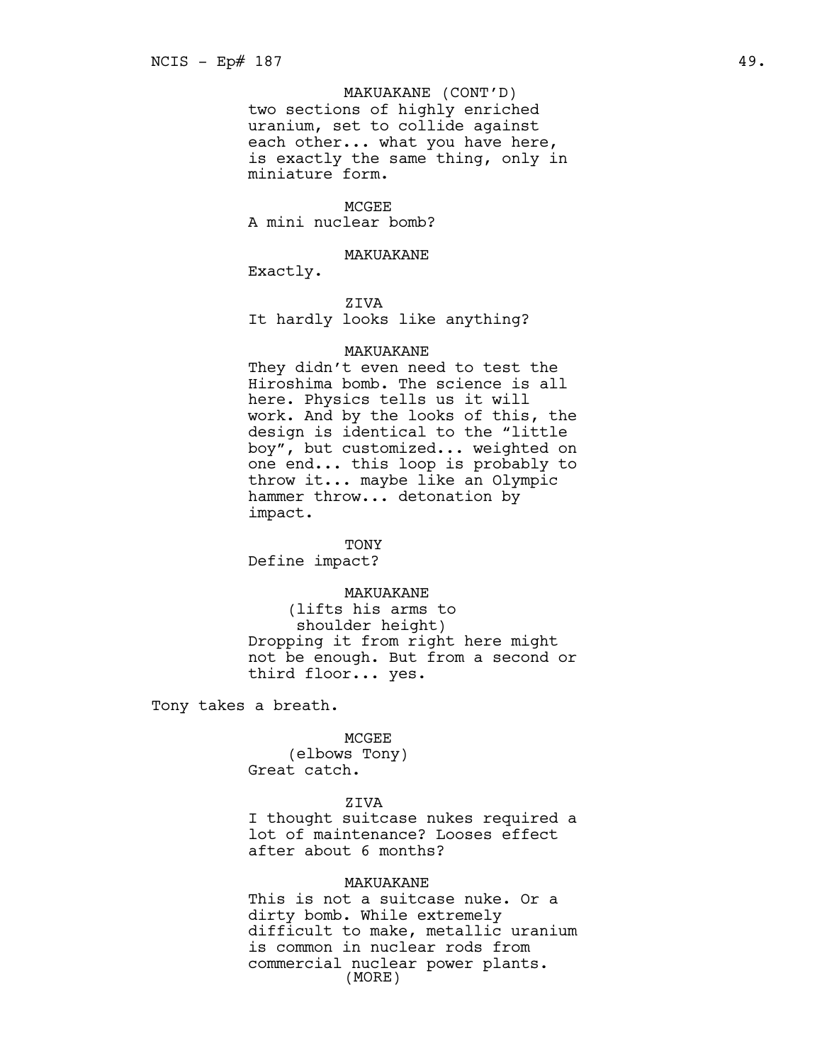MAKUAKANE (CONT'D)
two sections of highly enriched uranium, set to collide against each other... what you have here, is exactly the same thing, only in miniature form.

MCGEE
A mini nuclear bomb?

MAKUAKANE
Exactly.

ZIVA
It hardly looks like anything?

MAKUAKANE
They didn't even need to test the Hiroshima bomb. The science is all here. Physics tells us it will work. And by the looks of this, the design is identical to the "little boy", but customized... weighted on one end... this loop is probably to throw it... maybe like an Olympic hammer throw... detonation by impact.

TONY
Define impact?

MAKUAKANE
(lifts his arms to shoulder height)
Dropping it from right here might not be enough. But from a second or third floor... yes.

Tony takes a breath.

MCGEE
(elbows Tony)
Great catch.

ZIVA
I thought suitcase nukes required a lot of maintenance? Looses effect after about 6 months?

MAKUAKANE
This is not a suitcase nuke. Or a dirty bomb. While extremely difficult to make, metallic uranium is common in nuclear rods from commercial nuclear power plants.
(MORE)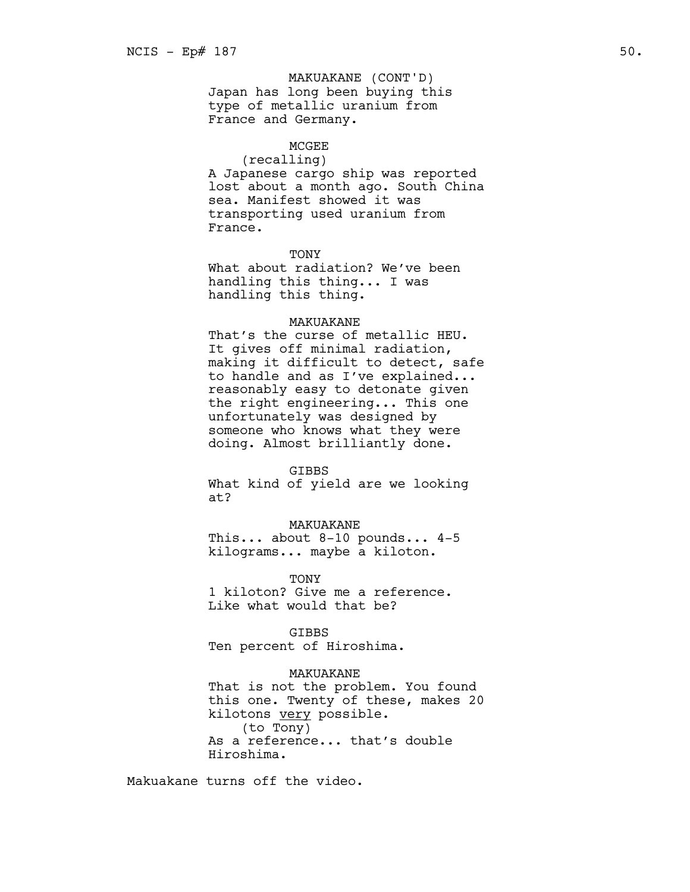MAKUAKANE (CONT'D)
Japan has long been buying this type of metallic uranium from France and Germany.

MCGEE
(recalling)
A Japanese cargo ship was reported lost about a month ago. South China sea. Manifest showed it was transporting used uranium from France.

TONY
What about radiation? We've been handling this thing... I was handling this thing.

MAKUAKANE
That's the curse of metallic HEU. It gives off minimal radiation, making it difficult to detect, safe to handle and as I've explained... reasonably easy to detonate given the right engineering... This one unfortunately was designed by someone who knows what they were doing. Almost brilliantly done.

GIBBS
What kind of yield are we looking at?

MAKUAKANE
This... about 8-10 pounds... 4-5 kilograms... maybe a kiloton.

TONY
1 kiloton? Give me a reference. Like what would that be?

GIBBS
Ten percent of Hiroshima.

MAKUAKANE
That is not the problem. You found this one. Twenty of these, makes 20 kilotons <u>very</u> possible.
(to Tony)
As a reference... that's double Hiroshima.

Makuakane turns off the video.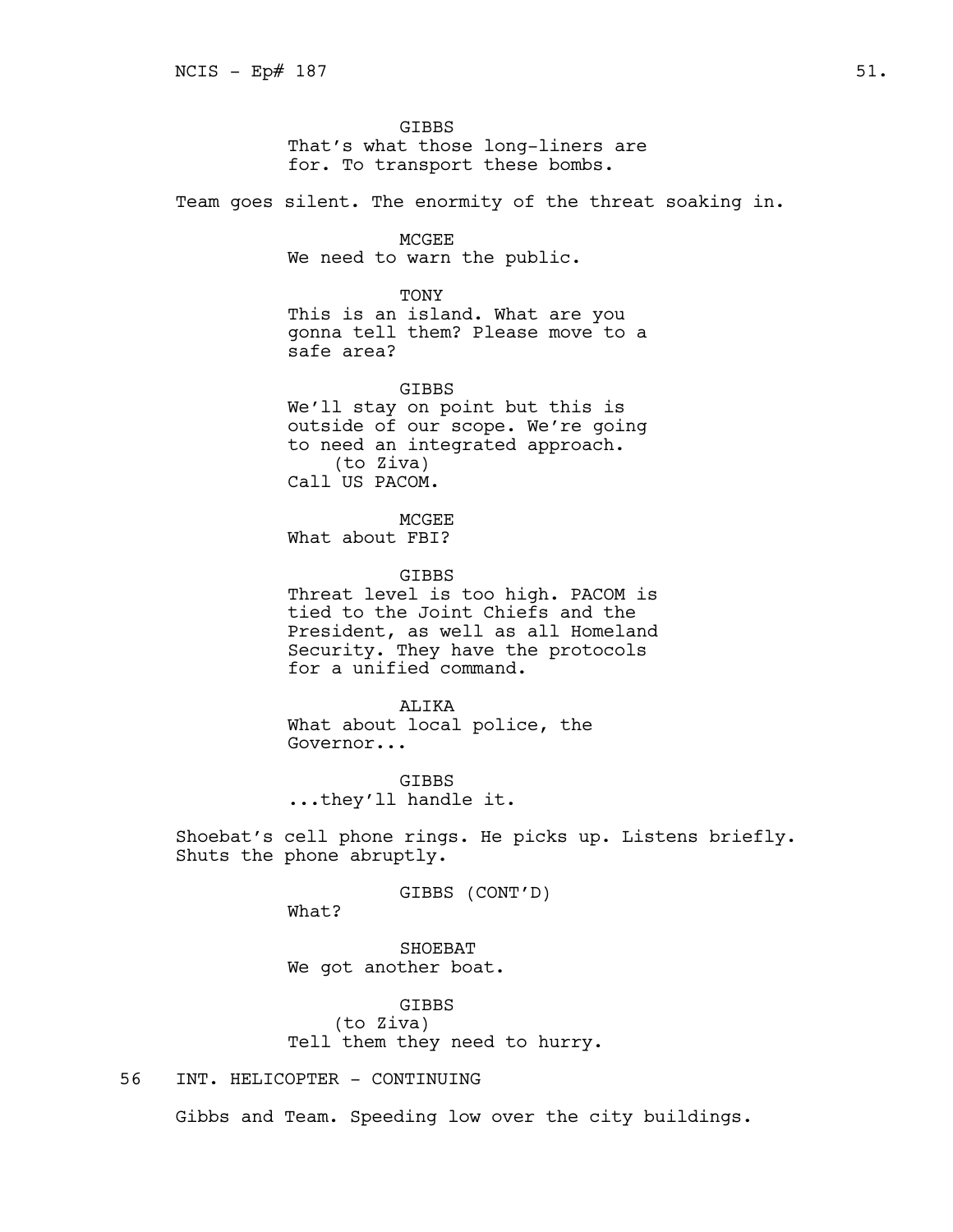GIBBS
That's what those long-liners are for. To transport these bombs.

Team goes silent. The enormity of the threat soaking in.

MCGEE
We need to warn the public.

TONY
This is an island. What are you gonna tell them? Please move to a safe area?

GIBBS
We'll stay on point but this is outside of our scope. We're going to need an integrated approach.
(to Ziva)
Call US PACOM.

MCGEE
What about FBI?

GIBBS
Threat level is too high. PACOM is tied to the Joint Chiefs and the President, as well as all Homeland Security. They have the protocols for a unified command.

ALIKA
What about local police, the Governor...

GIBBS
...they'll handle it.

Shoebat's cell phone rings. He picks up. Listens briefly. Shuts the phone abruptly.

GIBBS (CONT'D)
What?

SHOEBAT
We got another boat.

GIBBS
(to Ziva)
Tell them they need to hurry.

56 INT. HELICOPTER - CONTINUING

Gibbs and Team. Speeding low over the city buildings.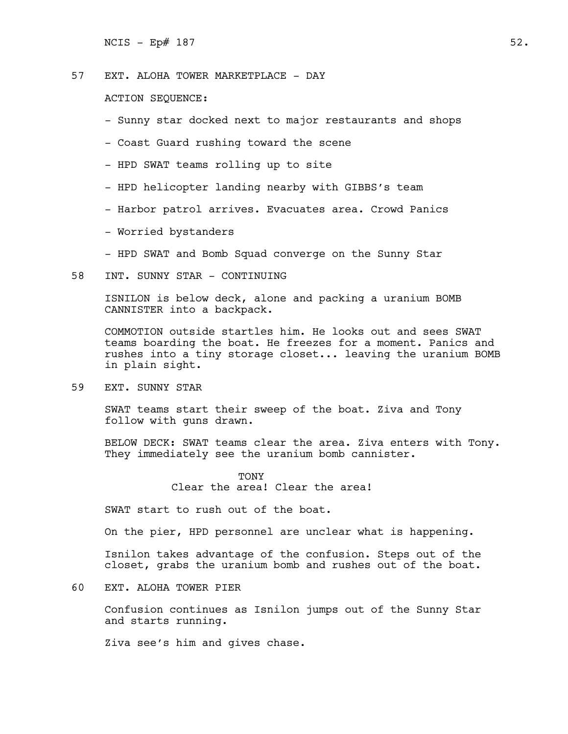57 EXT. ALOHA TOWER MARKETPLACE - DAY

ACTION SEQUENCE:

- Sunny star docked next to major restaurants and shops
- Coast Guard rushing toward the scene
- HPD SWAT teams rolling up to site
- HPD helicopter landing nearby with GIBBS's team
- Harbor patrol arrives. Evacuates area. Crowd Panics
- Worried bystanders
- HPD SWAT and Bomb Squad converge on the Sunny Star

58 INT. SUNNY STAR - CONTINUING

ISNILON is below deck, alone and packing a uranium BOMB CANNISTER into a backpack.

COMMOTION outside startles him. He looks out and sees SWAT teams boarding the boat. He freezes for a moment. Panics and rushes into a tiny storage closet... leaving the uranium BOMB in plain sight.

59 EXT. SUNNY STAR

SWAT teams start their sweep of the boat. Ziva and Tony follow with guns drawn.

BELOW DECK: SWAT teams clear the area. Ziva enters with Tony. They immediately see the uranium bomb cannister.

TONY
Clear the area! Clear the area!

SWAT start to rush out of the boat.

On the pier, HPD personnel are unclear what is happening.

Isnilon takes advantage of the confusion. Steps out of the closet, grabs the uranium bomb and rushes out of the boat.

60 EXT. ALOHA TOWER PIER

Confusion continues as Isnilon jumps out of the Sunny Star and starts running.

Ziva see's him and gives chase.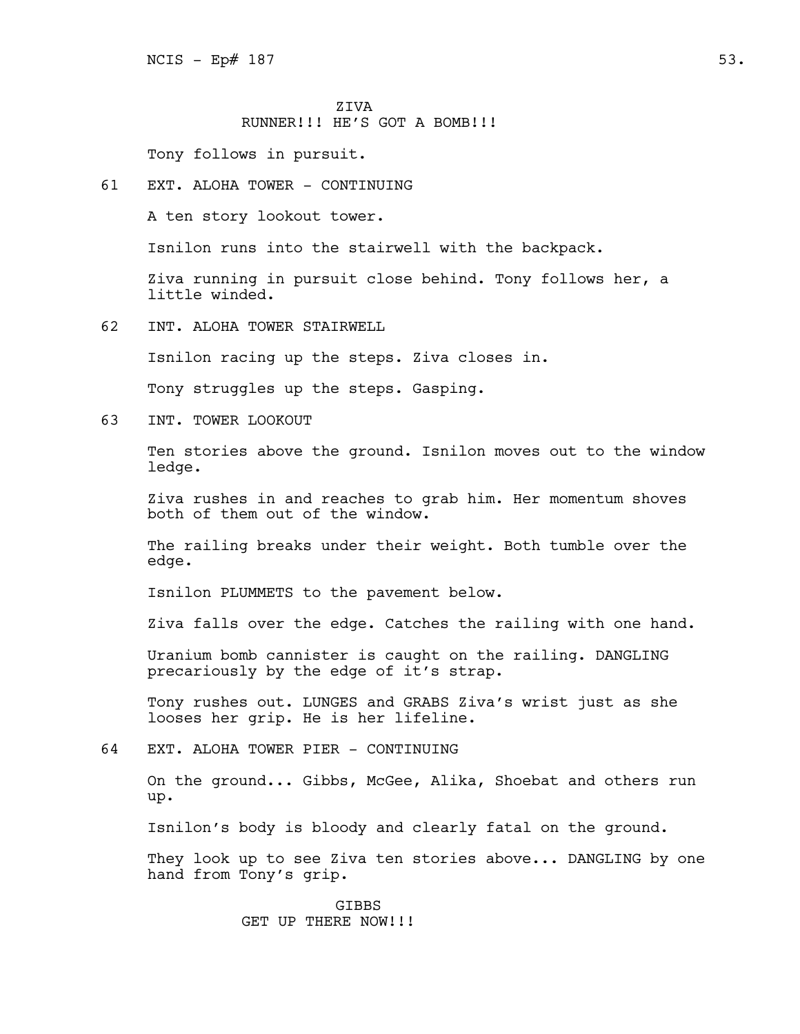ZIVA
RUNNER!!! HE'S GOT A BOMB!!!

Tony follows in pursuit.

61 EXT. ALOHA TOWER - CONTINUING

A ten story lookout tower.

Isnilon runs into the stairwell with the backpack.

Ziva running in pursuit close behind. Tony follows her, a little winded.

62 INT. ALOHA TOWER STAIRWELL

Isnilon racing up the steps. Ziva closes in.

Tony struggles up the steps. Gasping.

63 INT. TOWER LOOKOUT

Ten stories above the ground. Isnilon moves out to the window ledge.

Ziva rushes in and reaches to grab him. Her momentum shoves both of them out of the window.

The railing breaks under their weight. Both tumble over the edge.

Isnilon PLUMMETS to the pavement below.

Ziva falls over the edge. Catches the railing with one hand.

Uranium bomb cannister is caught on the railing. DANGLING precariously by the edge of it's strap.

Tony rushes out. LUNGES and GRABS Ziva's wrist just as she looses her grip. He is her lifeline.

64 EXT. ALOHA TOWER PIER - CONTINUING

On the ground... Gibbs, McGee, Alika, Shoebat and others run up.

Isnilon's body is bloody and clearly fatal on the ground.

They look up to see Ziva ten stories above... DANGLING by one hand from Tony's grip.

GIBBS
GET UP THERE NOW!!!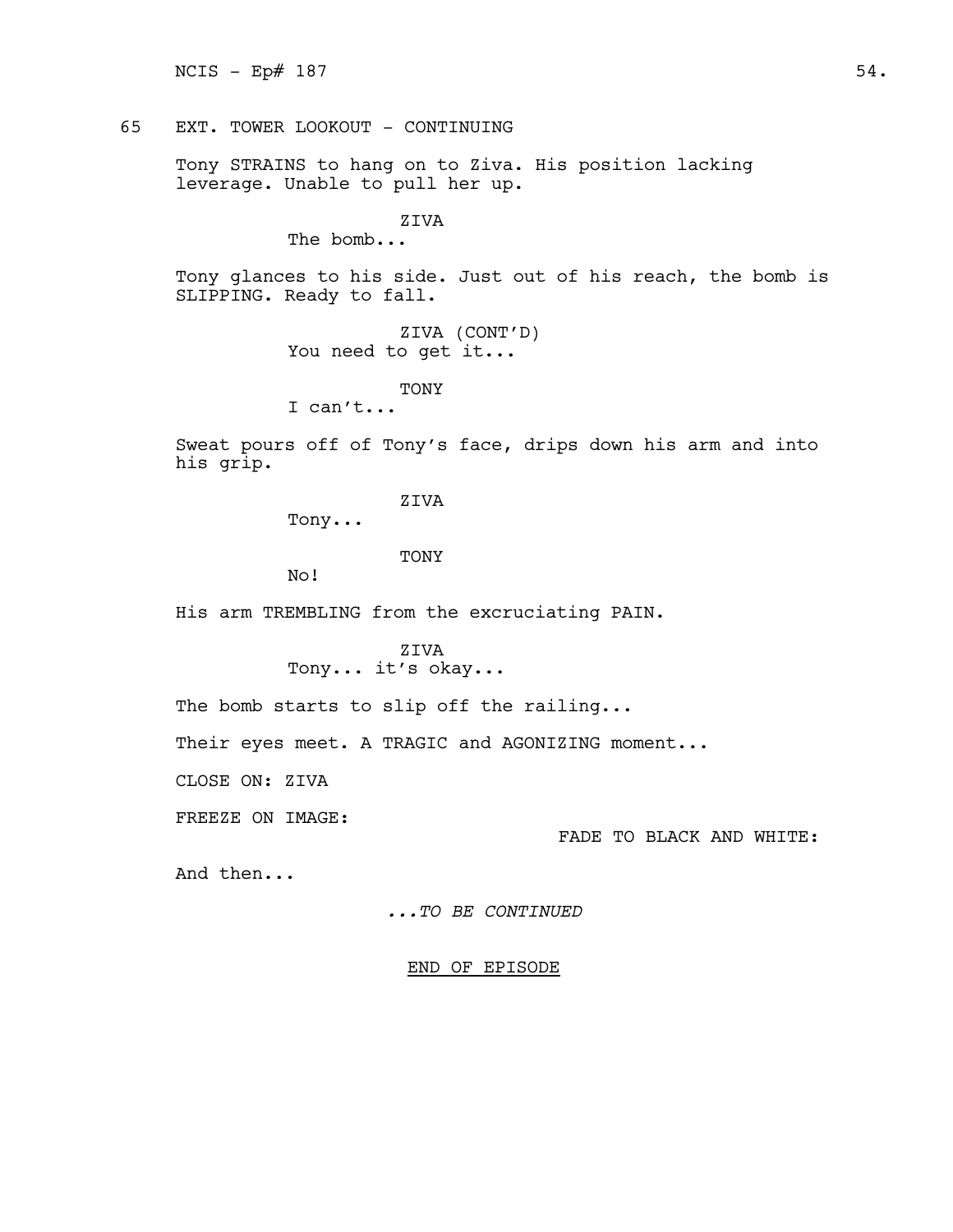65 EXT. TOWER LOOKOUT - CONTINUING

Tony STRAINS to hang on to Ziva. His position lacking leverage. Unable to pull her up.

ZIVA
The bomb...

Tony glances to his side. Just out of his reach, the bomb is SLIPPING. Ready to fall.

ZIVA (CONT'D)
You need to get it...

TONY
I can't...

Sweat pours off of Tony's face, drips down his arm and into his grip.

ZIVA
Tony...

TONY
No!

His arm TREMBLING from the excruciating PAIN.

ZIVA
Tony... it's okay...

The bomb starts to slip off the railing...

Their eyes meet. A TRAGIC and AGONIZING moment...

CLOSE ON: ZIVA

FREEZE ON IMAGE:

FADE TO BLACK AND WHITE:

And then...

*...TO BE CONTINUED*

END OF EPISODE